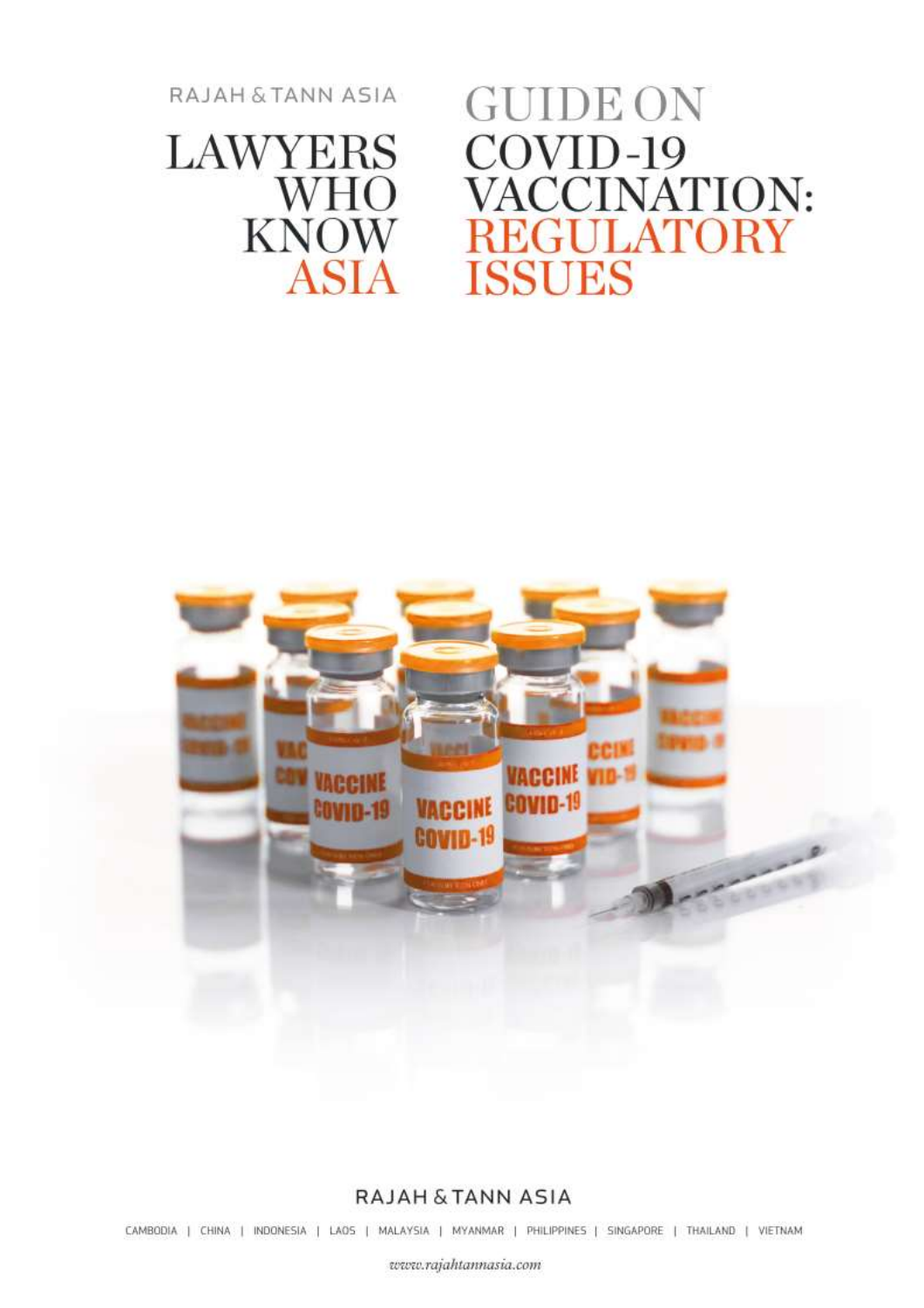RAJAH & TANN ASIA

LAWYERS WHO KNOW ASIA

# GUIDE ON COVID-19 VACCINATION: REGULATORY ISSUES

RAJAH & TANN ASIA

CAMBODIA | CHINA | INDONESIA | LAOS | MALAYSIA | MYANMAR | PHILIPPINES | SINGAPORE | THAILAND | VIETNAM

*www.rajahtannasia.com*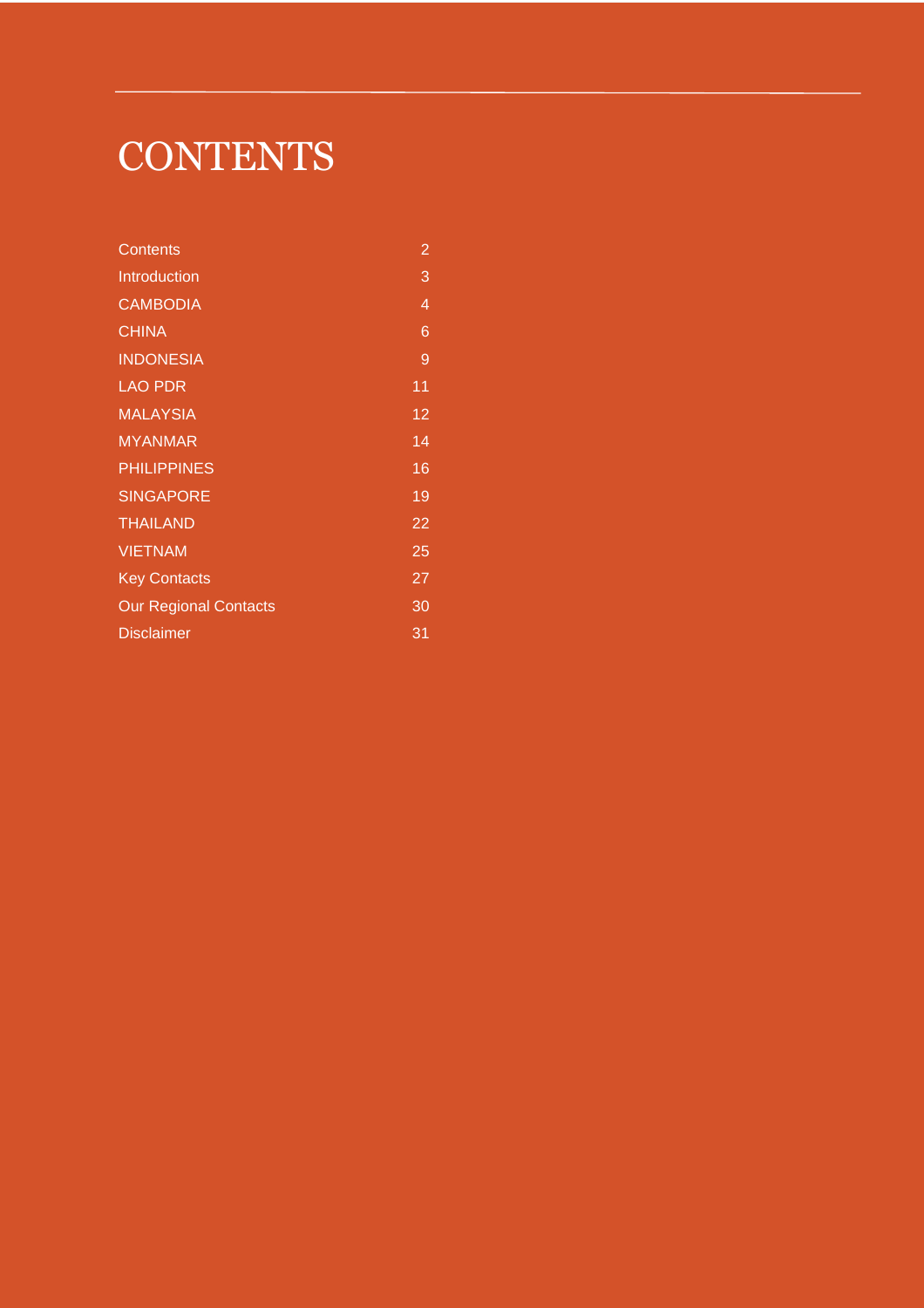# CONTENTS

| | |
|---|---|
| Contents | 2 |
| Introduction | 3 |
| CAMBODIA | 4 |
| CHINA | 6 |
| INDONESIA | 9 |
| LAO PDR | 11 |
| MALAYSIA | 12 |
| MYANMAR | 14 |
| PHILIPPINES | 16 |
| SINGAPORE | 19 |
| THAILAND | 22 |
| VIETNAM | 25 |
| Key Contacts | 27 |
| Our Regional Contacts | 30 |
| Disclaimer | 31 |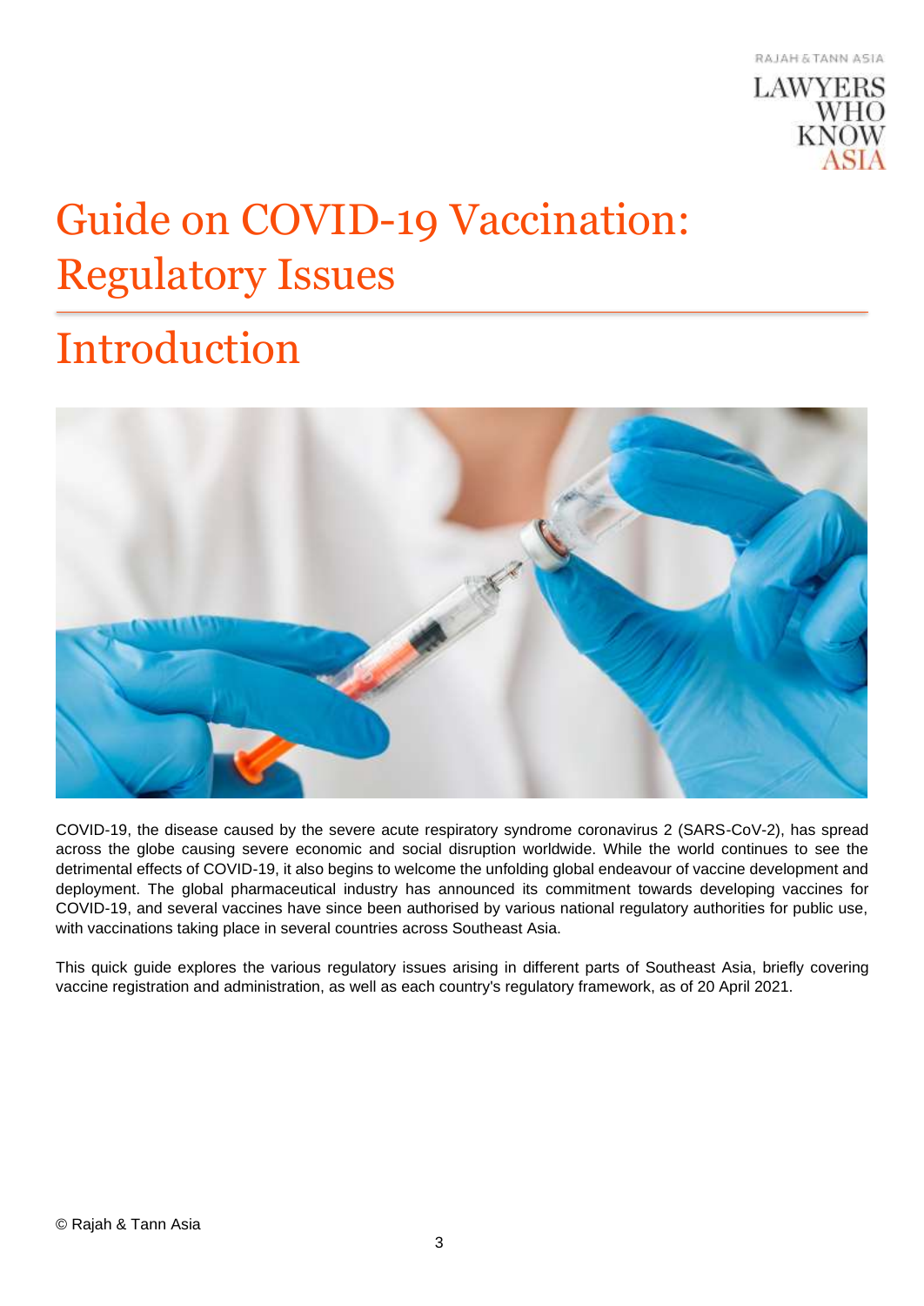# Guide on COVID-19 Vaccination: Regulatory Issues

## Introduction

COVID-19, the disease caused by the severe acute respiratory syndrome coronavirus 2 (SARS-CoV-2), has spread across the globe causing severe economic and social disruption worldwide. While the world continues to see the detrimental effects of COVID-19, it also begins to welcome the unfolding global endeavour of vaccine development and deployment. The global pharmaceutical industry has announced its commitment towards developing vaccines for COVID-19, and several vaccines have since been authorised by various national regulatory authorities for public use, with vaccinations taking place in several countries across Southeast Asia.

This quick guide explores the various regulatory issues arising in different parts of Southeast Asia, briefly covering vaccine registration and administration, as well as each country's regulatory framework, as of 20 April 2021.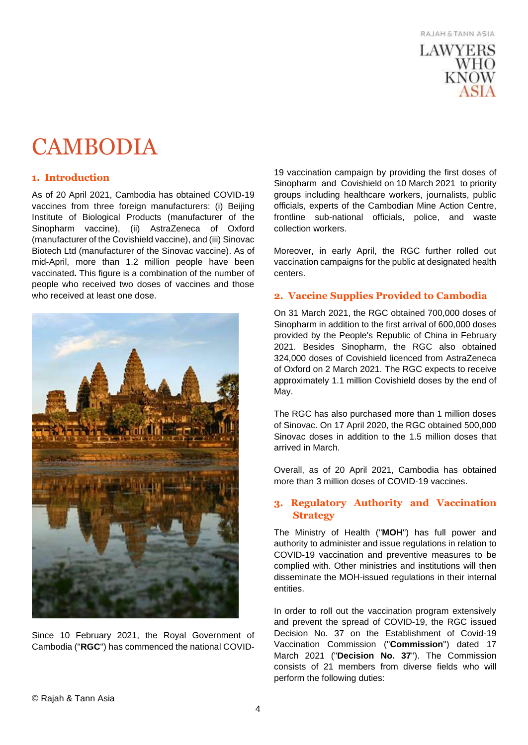# CAMBODIA

## 1. Introduction

As of 20 April 2021, Cambodia has obtained COVID-19 vaccines from three foreign manufacturers: (i) Beijing Institute of Biological Products (manufacturer of the Sinopharm vaccine), (ii) AstraZeneca of Oxford (manufacturer of the Covishield vaccine), and (iii) Sinovac Biotech Ltd (manufacturer of the Sinovac vaccine). As of mid-April, more than 1.2 million people have been vaccinated**.** This figure is a combination of the number of people who received two doses of vaccines and those who received at least one dose.

Since 10 February 2021, the Royal Government of Cambodia ("**RGC**") has commenced the national COVID-19 vaccination campaign by providing the first doses of Sinopharm and Covishield on 10 March 2021 to priority groups including healthcare workers, journalists, public officials, experts of the Cambodian Mine Action Centre, frontline sub-national officials, police, and waste collection workers.

Moreover, in early April, the RGC further rolled out vaccination campaigns for the public at designated health centers.

## 2. Vaccine Supplies Provided to Cambodia

On 31 March 2021, the RGC obtained 700,000 doses of Sinopharm in addition to the first arrival of 600,000 doses provided by the People's Republic of China in February 2021. Besides Sinopharm, the RGC also obtained 324,000 doses of Covishield licenced from AstraZeneca of Oxford on 2 March 2021. The RGC expects to receive approximately 1.1 million Covishield doses by the end of May.

The RGC has also purchased more than 1 million doses of Sinovac. On 17 April 2020, the RGC obtained 500,000 Sinovac doses in addition to the 1.5 million doses that arrived in March.

Overall, as of 20 April 2021, Cambodia has obtained more than 3 million doses of COVID-19 vaccines.

## 3. Regulatory Authority and Vaccination Strategy

The Ministry of Health ("**MOH**") has full power and authority to administer and issue regulations in relation to COVID-19 vaccination and preventive measures to be complied with. Other ministries and institutions will then disseminate the MOH-issued regulations in their internal entities.

In order to roll out the vaccination program extensively and prevent the spread of COVID-19, the RGC issued Decision No. 37 on the Establishment of Covid-19 Vaccination Commission ("**Commission**") dated 17 March 2021 ("**Decision No. 37**"). The Commission consists of 21 members from diverse fields who will perform the following duties: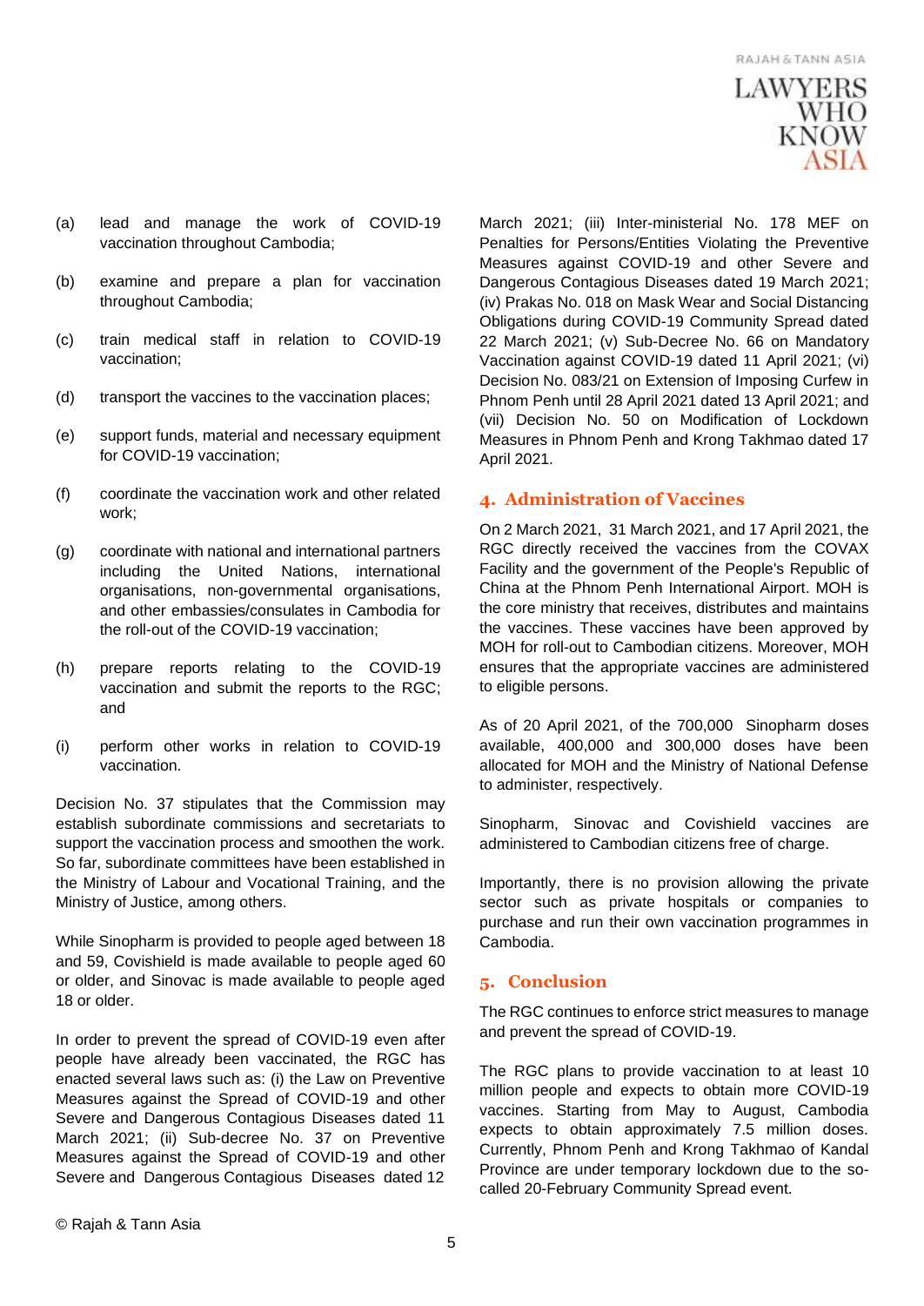(a) lead and manage the work of COVID-19 vaccination throughout Cambodia;

(b) examine and prepare a plan for vaccination throughout Cambodia;

(c) train medical staff in relation to COVID-19 vaccination;

(d) transport the vaccines to the vaccination places;

(e) support funds, material and necessary equipment for COVID-19 vaccination;

(f) coordinate the vaccination work and other related work;

(g) coordinate with national and international partners including the United Nations, international organisations, non-governmental organisations, and other embassies/consulates in Cambodia for the roll-out of the COVID-19 vaccination;

(h) prepare reports relating to the COVID-19 vaccination and submit the reports to the RGC; and

(i) perform other works in relation to COVID-19 vaccination.

Decision No. 37 stipulates that the Commission may establish subordinate commissions and secretariats to support the vaccination process and smoothen the work. So far, subordinate committees have been established in the Ministry of Labour and Vocational Training, and the Ministry of Justice, among others.

While Sinopharm is provided to people aged between 18 and 59, Covishield is made available to people aged 60 or older, and Sinovac is made available to people aged 18 or older.

In order to prevent the spread of COVID-19 even after people have already been vaccinated, the RGC has enacted several laws such as: (i) the Law on Preventive Measures against the Spread of COVID-19 and other Severe and Dangerous Contagious Diseases dated 11 March 2021; (ii) Sub-decree No. 37 on Preventive Measures against the Spread of COVID-19 and other Severe and Dangerous Contagious Diseases dated 12 March 2021; (iii) Inter-ministerial No. 178 MEF on Penalties for Persons/Entities Violating the Preventive Measures against COVID-19 and other Severe and Dangerous Contagious Diseases dated 19 March 2021; (iv) Prakas No. 018 on Mask Wear and Social Distancing Obligations during COVID-19 Community Spread dated 22 March 2021; (v) Sub-Decree No. 66 on Mandatory Vaccination against COVID-19 dated 11 April 2021; (vi) Decision No. 083/21 on Extension of Imposing Curfew in Phnom Penh until 28 April 2021 dated 13 April 2021; and (vii) Decision No. 50 on Modification of Lockdown Measures in Phnom Penh and Krong Takhmao dated 17 April 2021.

## 4. Administration of Vaccines

On 2 March 2021, 31 March 2021, and 17 April 2021, the RGC directly received the vaccines from the COVAX Facility and the government of the People's Republic of China at the Phnom Penh International Airport. MOH is the core ministry that receives, distributes and maintains the vaccines. These vaccines have been approved by MOH for roll-out to Cambodian citizens. Moreover, MOH ensures that the appropriate vaccines are administered to eligible persons.

As of 20 April 2021, of the 700,000 Sinopharm doses available, 400,000 and 300,000 doses have been allocated for MOH and the Ministry of National Defense to administer, respectively.

Sinopharm, Sinovac and Covishield vaccines are administered to Cambodian citizens free of charge.

Importantly, there is no provision allowing the private sector such as private hospitals or companies to purchase and run their own vaccination programmes in Cambodia.

## 5. Conclusion

The RGC continues to enforce strict measures to manage and prevent the spread of COVID-19.

The RGC plans to provide vaccination to at least 10 million people and expects to obtain more COVID-19 vaccines. Starting from May to August, Cambodia expects to obtain approximately 7.5 million doses. Currently, Phnom Penh and Krong Takhmao of Kandal Province are under temporary lockdown due to the so-called 20-February Community Spread event.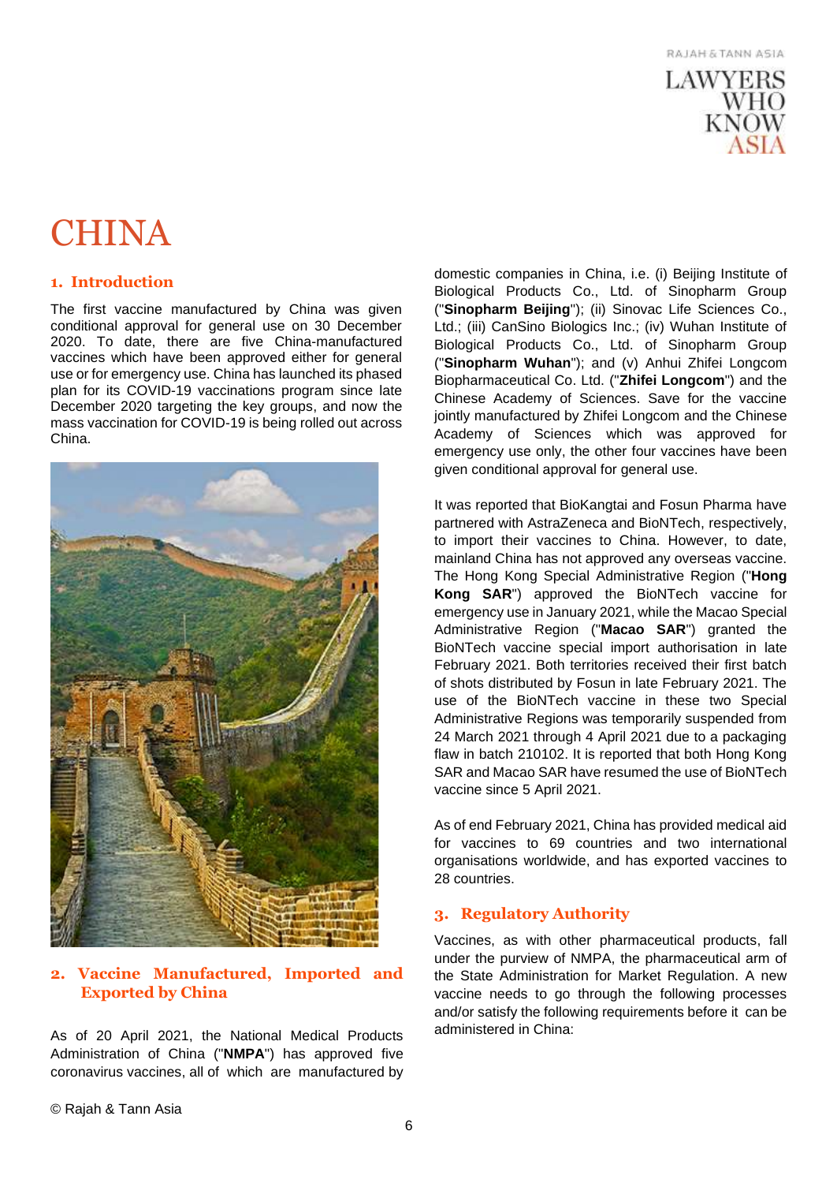# CHINA

## 1. Introduction

The first vaccine manufactured by China was given conditional approval for general use on 30 December 2020. To date, there are five China-manufactured vaccines which have been approved either for general use or for emergency use. China has launched its phased plan for its COVID-19 vaccinations program since late December 2020 targeting the key groups, and now the mass vaccination for COVID-19 is being rolled out across China.

## 2. Vaccine Manufactured, Imported and Exported by China

As of 20 April 2021, the National Medical Products Administration of China ("**NMPA**") has approved five coronavirus vaccines, all of which are manufactured by domestic companies in China, i.e. (i) Beijing Institute of Biological Products Co., Ltd. of Sinopharm Group ("**Sinopharm Beijing**"); (ii) Sinovac Life Sciences Co., Ltd.; (iii) CanSino Biologics Inc.; (iv) Wuhan Institute of Biological Products Co., Ltd. of Sinopharm Group ("**Sinopharm Wuhan**"); and (v) Anhui Zhifei Longcom Biopharmaceutical Co. Ltd. ("**Zhifei Longcom**") and the Chinese Academy of Sciences. Save for the vaccine jointly manufactured by Zhifei Longcom and the Chinese Academy of Sciences which was approved for emergency use only, the other four vaccines have been given conditional approval for general use.

It was reported that BioKangtai and Fosun Pharma have partnered with AstraZeneca and BioNTech, respectively, to import their vaccines to China. However, to date, mainland China has not approved any overseas vaccine. The Hong Kong Special Administrative Region ("**Hong Kong SAR**") approved the BioNTech vaccine for emergency use in January 2021, while the Macao Special Administrative Region ("**Macao SAR**") granted the BioNTech vaccine special import authorisation in late February 2021. Both territories received their first batch of shots distributed by Fosun in late February 2021. The use of the BioNTech vaccine in these two Special Administrative Regions was temporarily suspended from 24 March 2021 through 4 April 2021 due to a packaging flaw in batch 210102. It is reported that both Hong Kong SAR and Macao SAR have resumed the use of BioNTech vaccine since 5 April 2021.

As of end February 2021, China has provided medical aid for vaccines to 69 countries and two international organisations worldwide, and has exported vaccines to 28 countries.

## 3. Regulatory Authority

Vaccines, as with other pharmaceutical products, fall under the purview of NMPA, the pharmaceutical arm of the State Administration for Market Regulation. A new vaccine needs to go through the following processes and/or satisfy the following requirements before it can be administered in China: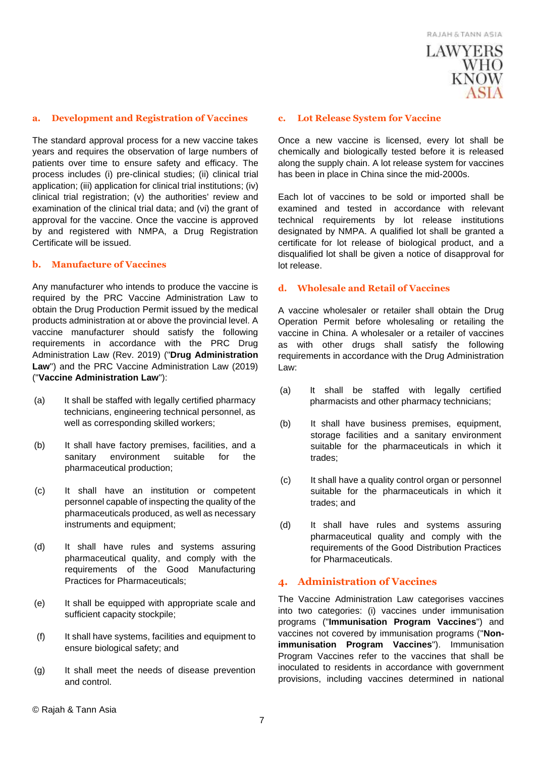### a. Development and Registration of Vaccines

The standard approval process for a new vaccine takes years and requires the observation of large numbers of patients over time to ensure safety and efficacy. The process includes (i) pre-clinical studies; (ii) clinical trial application; (iii) application for clinical trial institutions; (iv) clinical trial registration; (v) the authorities' review and examination of the clinical trial data; and (vi) the grant of approval for the vaccine. Once the vaccine is approved by and registered with NMPA, a Drug Registration Certificate will be issued.

### b. Manufacture of Vaccines

Any manufacturer who intends to produce the vaccine is required by the PRC Vaccine Administration Law to obtain the Drug Production Permit issued by the medical products administration at or above the provincial level. A vaccine manufacturer should satisfy the following requirements in accordance with the PRC Drug Administration Law (Rev. 2019) ("**Drug Administration Law**") and the PRC Vaccine Administration Law (2019) ("**Vaccine Administration Law**"):

(a) It shall be staffed with legally certified pharmacy technicians, engineering technical personnel, as well as corresponding skilled workers;

(b) It shall have factory premises, facilities, and a sanitary environment suitable for the pharmaceutical production;

(c) It shall have an institution or competent personnel capable of inspecting the quality of the pharmaceuticals produced, as well as necessary instruments and equipment;

(d) It shall have rules and systems assuring pharmaceutical quality, and comply with the requirements of the Good Manufacturing Practices for Pharmaceuticals;

(e) It shall be equipped with appropriate scale and sufficient capacity stockpile;

(f) It shall have systems, facilities and equipment to ensure biological safety; and

(g) It shall meet the needs of disease prevention and control.

### c. Lot Release System for Vaccine

Once a new vaccine is licensed, every lot shall be chemically and biologically tested before it is released along the supply chain. A lot release system for vaccines has been in place in China since the mid-2000s.

Each lot of vaccines to be sold or imported shall be examined and tested in accordance with relevant technical requirements by lot release institutions designated by NMPA. A qualified lot shall be granted a certificate for lot release of biological product, and a disqualified lot shall be given a notice of disapproval for lot release.

### d. Wholesale and Retail of Vaccines

A vaccine wholesaler or retailer shall obtain the Drug Operation Permit before wholesaling or retailing the vaccine in China. A wholesaler or a retailer of vaccines as with other drugs shall satisfy the following requirements in accordance with the Drug Administration Law:

(a) It shall be staffed with legally certified pharmacists and other pharmacy technicians;

(b) It shall have business premises, equipment, storage facilities and a sanitary environment suitable for the pharmaceuticals in which it trades;

(c) It shall have a quality control organ or personnel suitable for the pharmaceuticals in which it trades; and

(d) It shall have rules and systems assuring pharmaceutical quality and comply with the requirements of the Good Distribution Practices for Pharmaceuticals.

## 4. Administration of Vaccines

The Vaccine Administration Law categorises vaccines into two categories: (i) vaccines under immunisation programs ("**Immunisation Program Vaccines**") and vaccines not covered by immunisation programs ("**Non-immunisation Program Vaccines**"). Immunisation Program Vaccines refer to the vaccines that shall be inoculated to residents in accordance with government provisions, including vaccines determined in national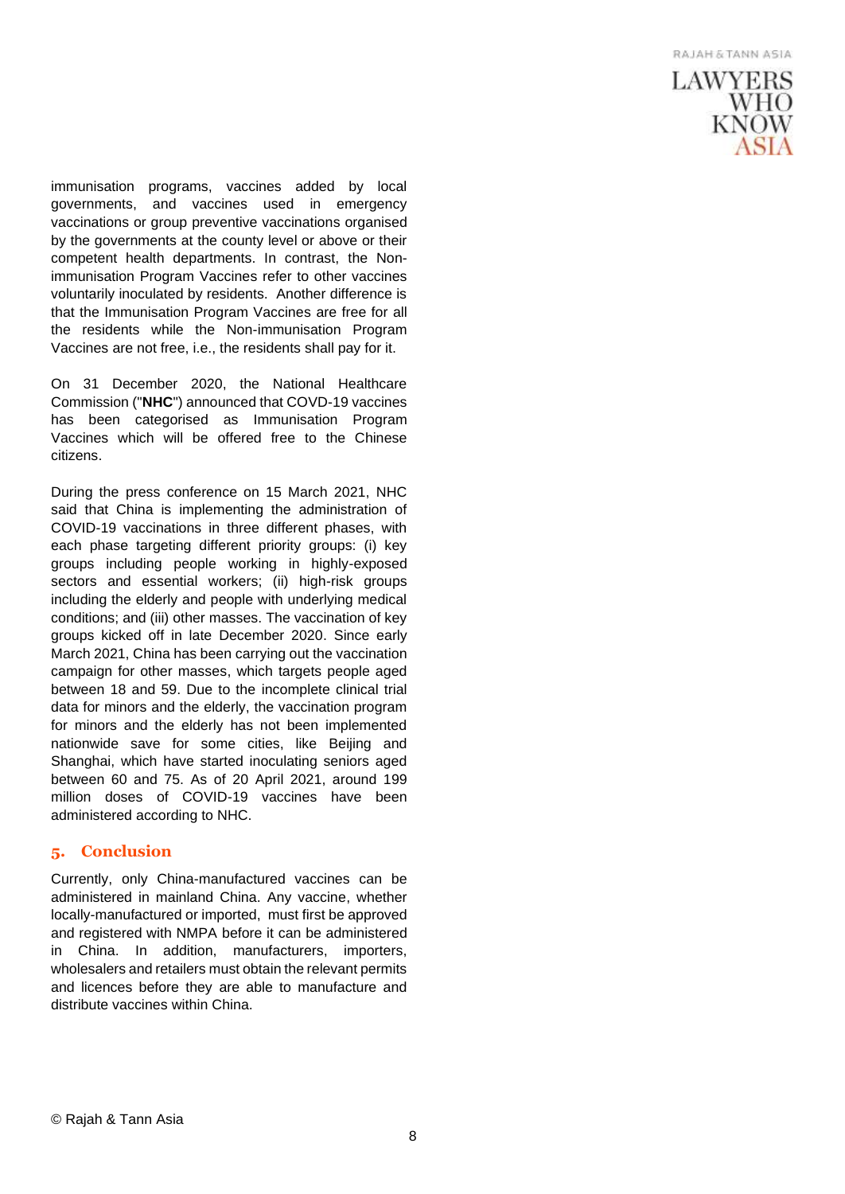immunisation programs, vaccines added by local governments, and vaccines used in emergency vaccinations or group preventive vaccinations organised by the governments at the county level or above or their competent health departments. In contrast, the Non-immunisation Program Vaccines refer to other vaccines voluntarily inoculated by residents. Another difference is that the Immunisation Program Vaccines are free for all the residents while the Non-immunisation Program Vaccines are not free, i.e., the residents shall pay for it.

On 31 December 2020, the National Healthcare Commission ("**NHC**") announced that COVD-19 vaccines has been categorised as Immunisation Program Vaccines which will be offered free to the Chinese citizens.

During the press conference on 15 March 2021, NHC said that China is implementing the administration of COVID-19 vaccinations in three different phases, with each phase targeting different priority groups: (i) key groups including people working in highly-exposed sectors and essential workers; (ii) high-risk groups including the elderly and people with underlying medical conditions; and (iii) other masses. The vaccination of key groups kicked off in late December 2020. Since early March 2021, China has been carrying out the vaccination campaign for other masses, which targets people aged between 18 and 59. Due to the incomplete clinical trial data for minors and the elderly, the vaccination program for minors and the elderly has not been implemented nationwide save for some cities, like Beijing and Shanghai, which have started inoculating seniors aged between 60 and 75. As of 20 April 2021, around 199 million doses of COVID-19 vaccines have been administered according to NHC.

## 5. Conclusion

Currently, only China-manufactured vaccines can be administered in mainland China. Any vaccine, whether locally-manufactured or imported, must first be approved and registered with NMPA before it can be administered in China. In addition, manufacturers, importers, wholesalers and retailers must obtain the relevant permits and licences before they are able to manufacture and distribute vaccines within China.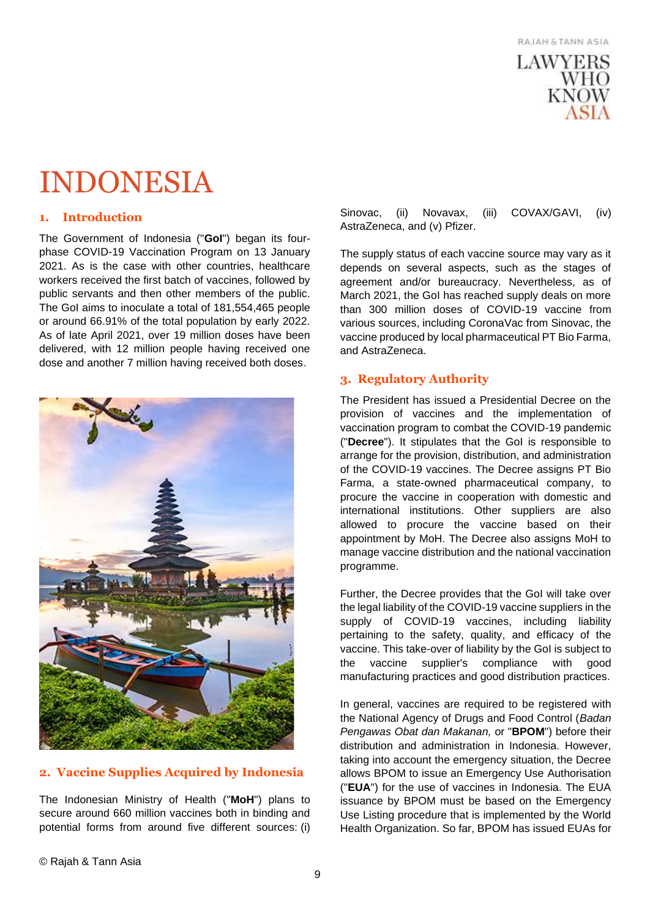# INDONESIA

## 1. Introduction

The Government of Indonesia ("**GoI**") began its four-phase COVID-19 Vaccination Program on 13 January 2021. As is the case with other countries, healthcare workers received the first batch of vaccines, followed by public servants and then other members of the public. The GoI aims to inoculate a total of 181,554,465 people or around 66.91% of the total population by early 2022. As of late April 2021, over 19 million doses have been delivered, with 12 million people having received one dose and another 7 million having received both doses.

## 2. Vaccine Supplies Acquired by Indonesia

The Indonesian Ministry of Health ("**MoH**") plans to secure around 660 million vaccines both in binding and potential forms from around five different sources: (i) Sinovac, (ii) Novavax, (iii) COVAX/GAVI, (iv) AstraZeneca, and (v) Pfizer.

The supply status of each vaccine source may vary as it depends on several aspects, such as the stages of agreement and/or bureaucracy. Nevertheless, as of March 2021, the GoI has reached supply deals on more than 300 million doses of COVID-19 vaccine from various sources, including CoronaVac from Sinovac, the vaccine produced by local pharmaceutical PT Bio Farma, and AstraZeneca.

## 3. Regulatory Authority

The President has issued a Presidential Decree on the provision of vaccines and the implementation of vaccination program to combat the COVID-19 pandemic ("**Decree**"). It stipulates that the GoI is responsible to arrange for the provision, distribution, and administration of the COVID-19 vaccines. The Decree assigns PT Bio Farma, a state-owned pharmaceutical company, to procure the vaccine in cooperation with domestic and international institutions. Other suppliers are also allowed to procure the vaccine based on their appointment by MoH. The Decree also assigns MoH to manage vaccine distribution and the national vaccination programme.

Further, the Decree provides that the GoI will take over the legal liability of the COVID-19 vaccine suppliers in the supply of COVID-19 vaccines, including liability pertaining to the safety, quality, and efficacy of the vaccine. This take-over of liability by the GoI is subject to the vaccine supplier's compliance with good manufacturing practices and good distribution practices.

In general, vaccines are required to be registered with the National Agency of Drugs and Food Control (*Badan Pengawas Obat dan Makanan,* or "**BPOM**") before their distribution and administration in Indonesia. However, taking into account the emergency situation, the Decree allows BPOM to issue an Emergency Use Authorisation ("**EUA**") for the use of vaccines in Indonesia. The EUA issuance by BPOM must be based on the Emergency Use Listing procedure that is implemented by the World Health Organization. So far, BPOM has issued EUAs for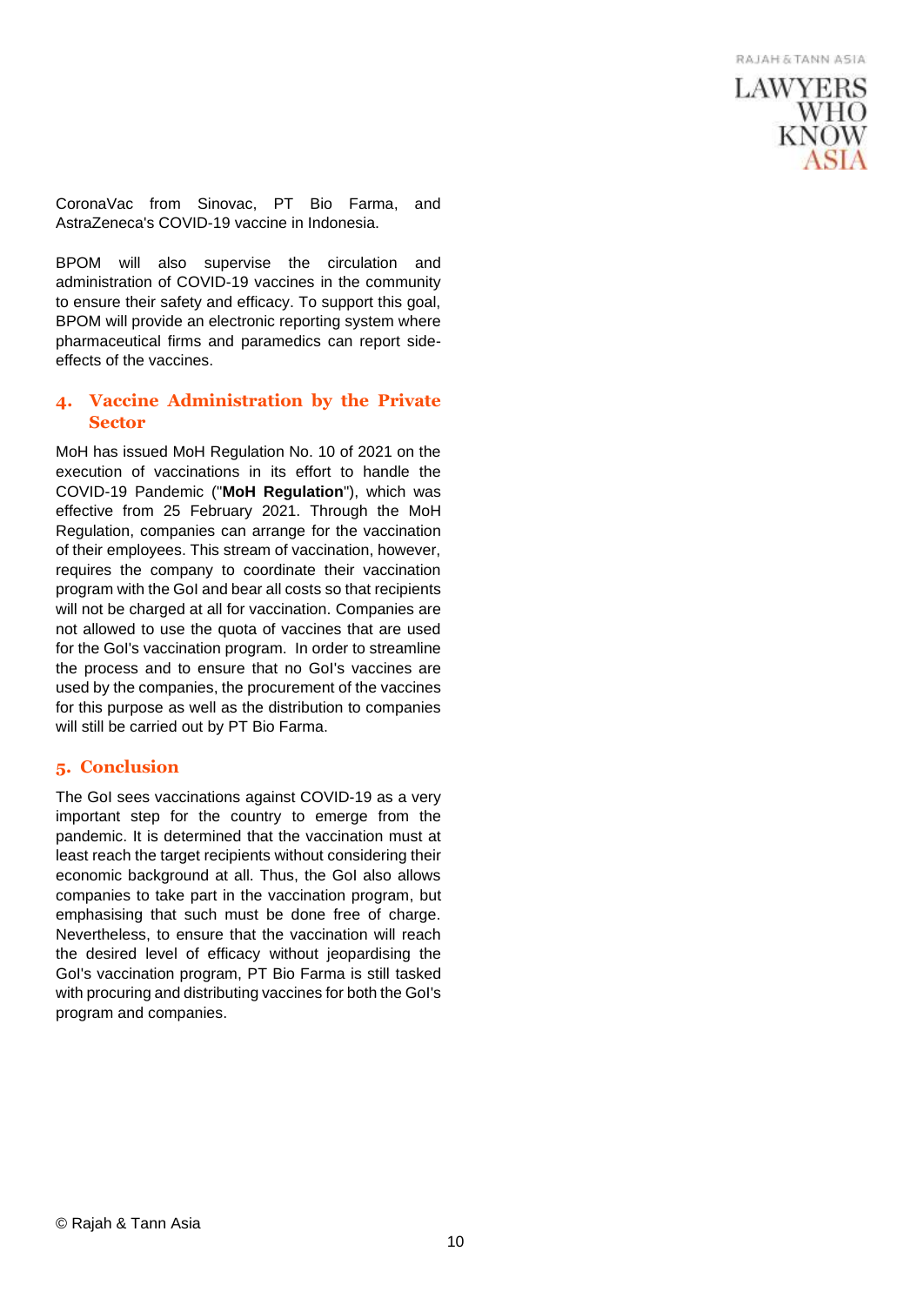CoronaVac from Sinovac, PT Bio Farma, and AstraZeneca's COVID-19 vaccine in Indonesia.

BPOM will also supervise the circulation and administration of COVID-19 vaccines in the community to ensure their safety and efficacy. To support this goal, BPOM will provide an electronic reporting system where pharmaceutical firms and paramedics can report side-effects of the vaccines.

## 4. Vaccine Administration by the Private Sector

MoH has issued MoH Regulation No. 10 of 2021 on the execution of vaccinations in its effort to handle the COVID-19 Pandemic ("**MoH Regulation**"), which was effective from 25 February 2021. Through the MoH Regulation, companies can arrange for the vaccination of their employees. This stream of vaccination, however, requires the company to coordinate their vaccination program with the GoI and bear all costs so that recipients will not be charged at all for vaccination. Companies are not allowed to use the quota of vaccines that are used for the GoI's vaccination program. In order to streamline the process and to ensure that no GoI's vaccines are used by the companies, the procurement of the vaccines for this purpose as well as the distribution to companies will still be carried out by PT Bio Farma.

## 5. Conclusion

The GoI sees vaccinations against COVID-19 as a very important step for the country to emerge from the pandemic. It is determined that the vaccination must at least reach the target recipients without considering their economic background at all. Thus, the GoI also allows companies to take part in the vaccination program, but emphasising that such must be done free of charge. Nevertheless, to ensure that the vaccination will reach the desired level of efficacy without jeopardising the GoI's vaccination program, PT Bio Farma is still tasked with procuring and distributing vaccines for both the GoI's program and companies.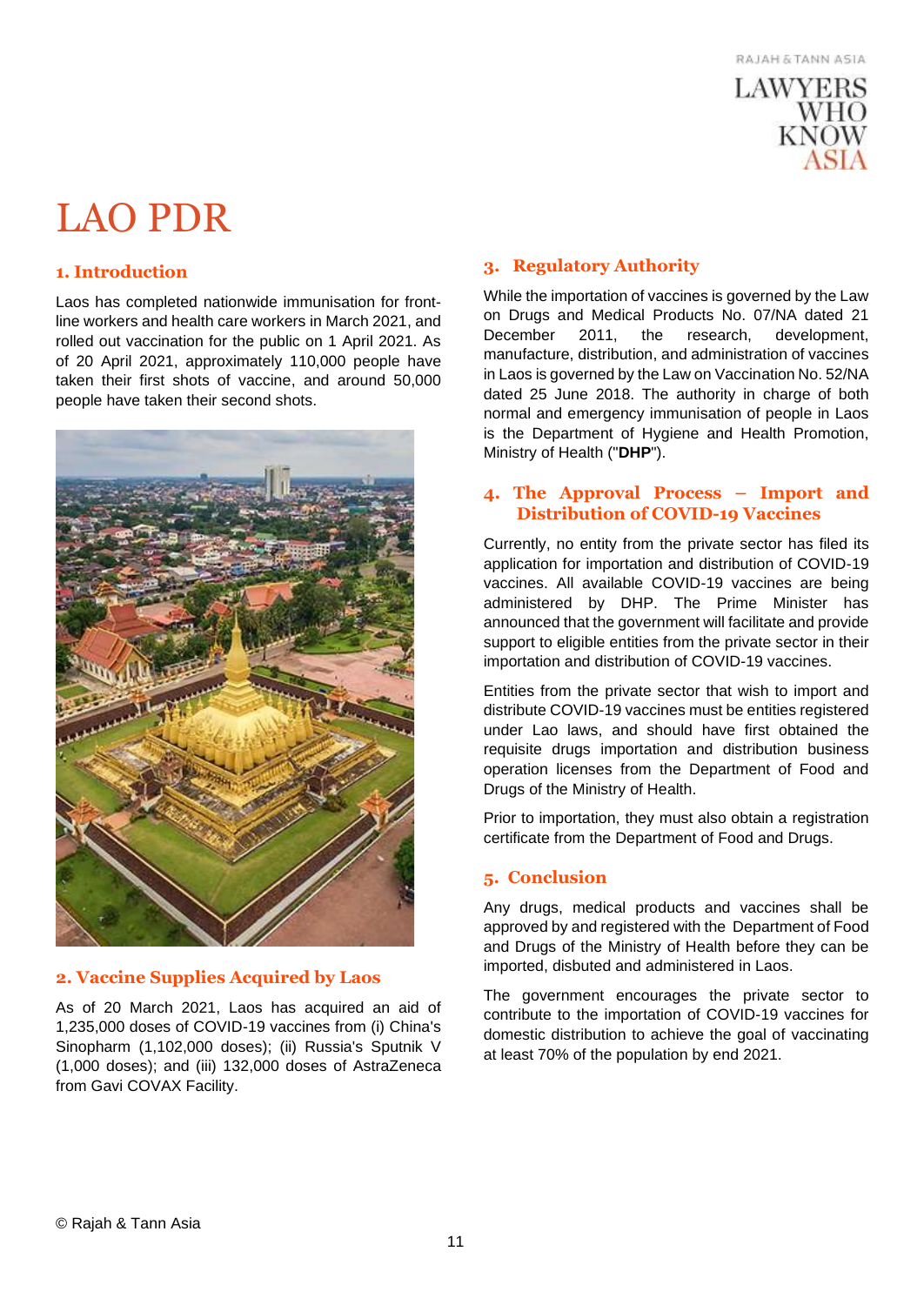# LAO PDR

## 1. Introduction

Laos has completed nationwide immunisation for front-line workers and health care workers in March 2021, and rolled out vaccination for the public on 1 April 2021. As of 20 April 2021, approximately 110,000 people have taken their first shots of vaccine, and around 50,000 people have taken their second shots.

## 2. Vaccine Supplies Acquired by Laos

As of 20 March 2021, Laos has acquired an aid of 1,235,000 doses of COVID-19 vaccines from (i) China's Sinopharm (1,102,000 doses); (ii) Russia's Sputnik V (1,000 doses); and (iii) 132,000 doses of AstraZeneca from Gavi COVAX Facility.

## 3. Regulatory Authority

While the importation of vaccines is governed by the Law on Drugs and Medical Products No. 07/NA dated 21 December 2011, the research, development, manufacture, distribution, and administration of vaccines in Laos is governed by the Law on Vaccination No. 52/NA dated 25 June 2018. The authority in charge of both normal and emergency immunisation of people in Laos is the Department of Hygiene and Health Promotion, Ministry of Health ("**DHP**").

## 4. The Approval Process – Import and Distribution of COVID-19 Vaccines

Currently, no entity from the private sector has filed its application for importation and distribution of COVID-19 vaccines. All available COVID-19 vaccines are being administered by DHP. The Prime Minister has announced that the government will facilitate and provide support to eligible entities from the private sector in their importation and distribution of COVID-19 vaccines.

Entities from the private sector that wish to import and distribute COVID-19 vaccines must be entities registered under Lao laws, and should have first obtained the requisite drugs importation and distribution business operation licenses from the Department of Food and Drugs of the Ministry of Health.

Prior to importation, they must also obtain a registration certificate from the Department of Food and Drugs.

## 5. Conclusion

Any drugs, medical products and vaccines shall be approved by and registered with the Department of Food and Drugs of the Ministry of Health before they can be imported, disbuted and administered in Laos.

The government encourages the private sector to contribute to the importation of COVID-19 vaccines for domestic distribution to achieve the goal of vaccinating at least 70% of the population by end 2021.

© Rajah & Tann Asia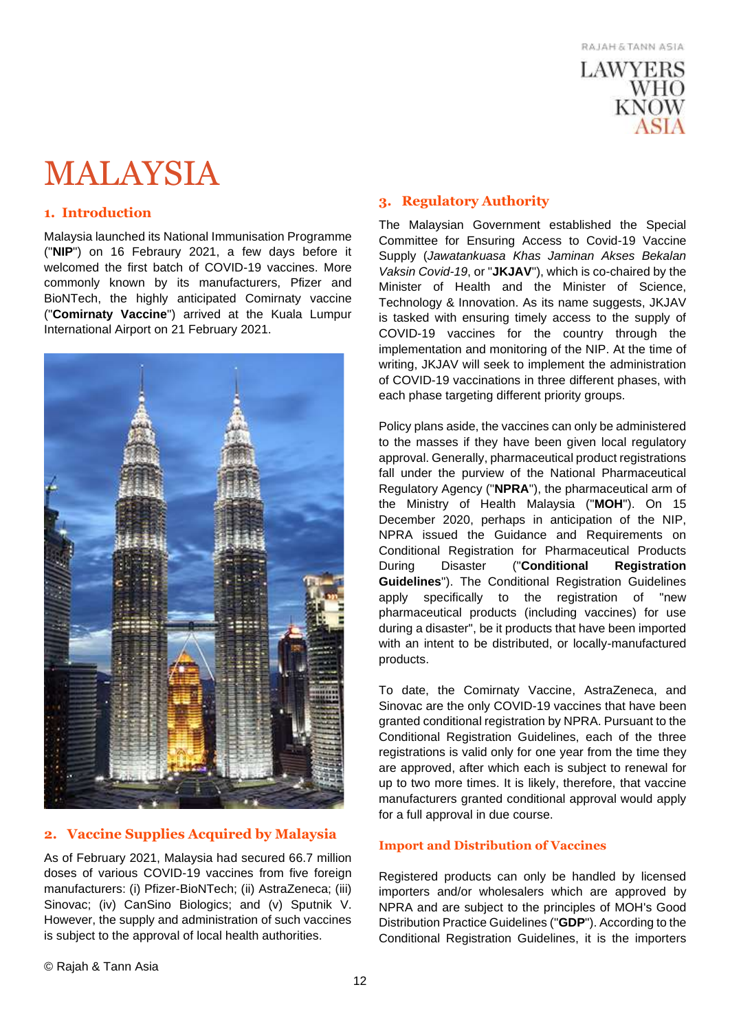# MALAYSIA

## 1. Introduction

Malaysia launched its National Immunisation Programme ("**NIP**") on 16 Febraury 2021, a few days before it welcomed the first batch of COVID-19 vaccines. More commonly known by its manufacturers, Pfizer and BioNTech, the highly anticipated Comirnaty vaccine ("**Comirnaty Vaccine**") arrived at the Kuala Lumpur International Airport on 21 February 2021.

## 2. Vaccine Supplies Acquired by Malaysia

As of February 2021, Malaysia had secured 66.7 million doses of various COVID-19 vaccines from five foreign manufacturers: (i) Pfizer-BioNTech; (ii) AstraZeneca; (iii) Sinovac; (iv) CanSino Biologics; and (v) Sputnik V. However, the supply and administration of such vaccines is subject to the approval of local health authorities.

## 3. Regulatory Authority

The Malaysian Government established the Special Committee for Ensuring Access to Covid-19 Vaccine Supply (*Jawatankuasa Khas Jaminan Akses Bekalan Vaksin Covid-19*, or "**JKJAV**"), which is co-chaired by the Minister of Health and the Minister of Science, Technology & Innovation. As its name suggests, JKJAV is tasked with ensuring timely access to the supply of COVID-19 vaccines for the country through the implementation and monitoring of the NIP. At the time of writing, JKJAV will seek to implement the administration of COVID-19 vaccinations in three different phases, with each phase targeting different priority groups.

Policy plans aside, the vaccines can only be administered to the masses if they have been given local regulatory approval. Generally, pharmaceutical product registrations fall under the purview of the National Pharmaceutical Regulatory Agency ("**NPRA**"), the pharmaceutical arm of the Ministry of Health Malaysia ("**MOH**"). On 15 December 2020, perhaps in anticipation of the NIP, NPRA issued the Guidance and Requirements on Conditional Registration for Pharmaceutical Products During Disaster ("**Conditional Registration Guidelines**"). The Conditional Registration Guidelines apply specifically to the registration of "new pharmaceutical products (including vaccines) for use during a disaster", be it products that have been imported with an intent to be distributed, or locally-manufactured products.

To date, the Comirnaty Vaccine, AstraZeneca, and Sinovac are the only COVID-19 vaccines that have been granted conditional registration by NPRA. Pursuant to the Conditional Registration Guidelines, each of the three registrations is valid only for one year from the time they are approved, after which each is subject to renewal for up to two more times. It is likely, therefore, that vaccine manufacturers granted conditional approval would apply for a full approval in due course.

### Import and Distribution of Vaccines

Registered products can only be handled by licensed importers and/or wholesalers which are approved by NPRA and are subject to the principles of MOH's Good Distribution Practice Guidelines ("**GDP**"). According to the Conditional Registration Guidelines, it is the importers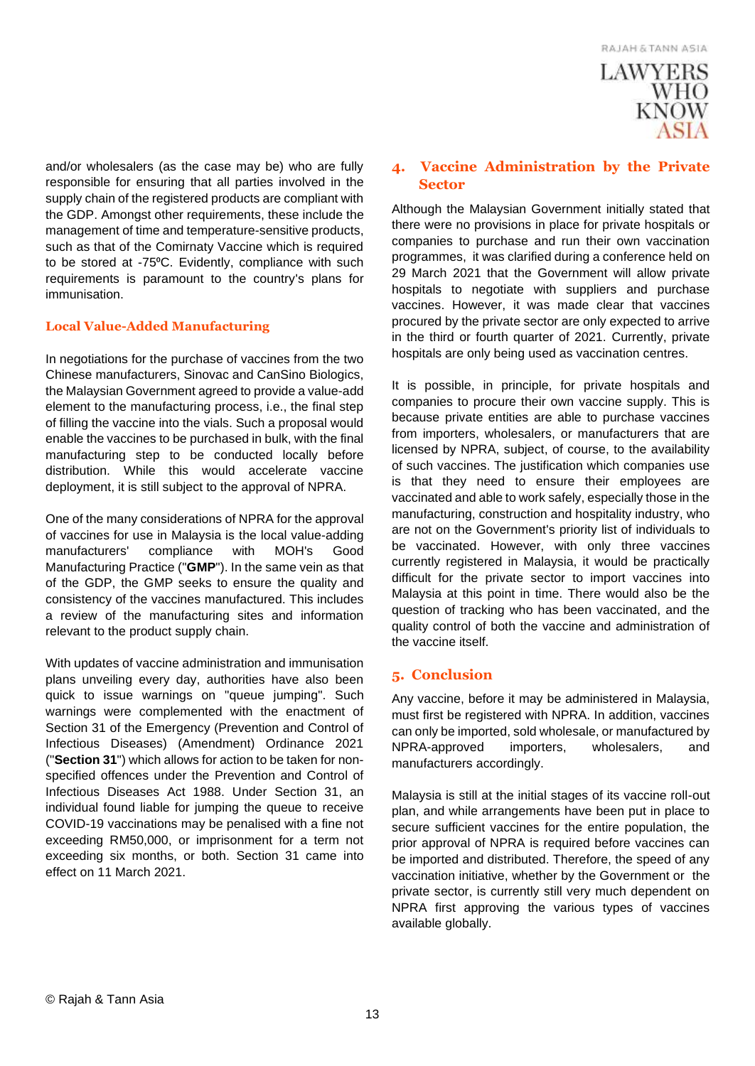and/or wholesalers (as the case may be) who are fully responsible for ensuring that all parties involved in the supply chain of the registered products are compliant with the GDP. Amongst other requirements, these include the management of time and temperature-sensitive products, such as that of the Comirnaty Vaccine which is required to be stored at -75ºC. Evidently, compliance with such requirements is paramount to the country's plans for immunisation.

### Local Value-Added Manufacturing

In negotiations for the purchase of vaccines from the two Chinese manufacturers, Sinovac and CanSino Biologics, the Malaysian Government agreed to provide a value-add element to the manufacturing process, i.e., the final step of filling the vaccine into the vials. Such a proposal would enable the vaccines to be purchased in bulk, with the final manufacturing step to be conducted locally before distribution. While this would accelerate vaccine deployment, it is still subject to the approval of NPRA.

One of the many considerations of NPRA for the approval of vaccines for use in Malaysia is the local value-adding manufacturers' compliance with MOH's Good Manufacturing Practice ("**GMP**"). In the same vein as that of the GDP, the GMP seeks to ensure the quality and consistency of the vaccines manufactured. This includes a review of the manufacturing sites and information relevant to the product supply chain.

With updates of vaccine administration and immunisation plans unveiling every day, authorities have also been quick to issue warnings on "queue jumping". Such warnings were complemented with the enactment of Section 31 of the Emergency (Prevention and Control of Infectious Diseases) (Amendment) Ordinance 2021 ("**Section 31**") which allows for action to be taken for non-specified offences under the Prevention and Control of Infectious Diseases Act 1988. Under Section 31, an individual found liable for jumping the queue to receive COVID-19 vaccinations may be penalised with a fine not exceeding RM50,000, or imprisonment for a term not exceeding six months, or both. Section 31 came into effect on 11 March 2021.

## 4. Vaccine Administration by the Private Sector

Although the Malaysian Government initially stated that there were no provisions in place for private hospitals or companies to purchase and run their own vaccination programmes, it was clarified during a conference held on 29 March 2021 that the Government will allow private hospitals to negotiate with suppliers and purchase vaccines. However, it was made clear that vaccines procured by the private sector are only expected to arrive in the third or fourth quarter of 2021. Currently, private hospitals are only being used as vaccination centres.

It is possible, in principle, for private hospitals and companies to procure their own vaccine supply. This is because private entities are able to purchase vaccines from importers, wholesalers, or manufacturers that are licensed by NPRA, subject, of course, to the availability of such vaccines. The justification which companies use is that they need to ensure their employees are vaccinated and able to work safely, especially those in the manufacturing, construction and hospitality industry, who are not on the Government's priority list of individuals to be vaccinated. However, with only three vaccines currently registered in Malaysia, it would be practically difficult for the private sector to import vaccines into Malaysia at this point in time. There would also be the question of tracking who has been vaccinated, and the quality control of both the vaccine and administration of the vaccine itself.

## 5. Conclusion

Any vaccine, before it may be administered in Malaysia, must first be registered with NPRA. In addition, vaccines can only be imported, sold wholesale, or manufactured by NPRA-approved importers, wholesalers, and manufacturers accordingly.

Malaysia is still at the initial stages of its vaccine roll-out plan, and while arrangements have been put in place to secure sufficient vaccines for the entire population, the prior approval of NPRA is required before vaccines can be imported and distributed. Therefore, the speed of any vaccination initiative, whether by the Government or the private sector, is currently still very much dependent on NPRA first approving the various types of vaccines available globally.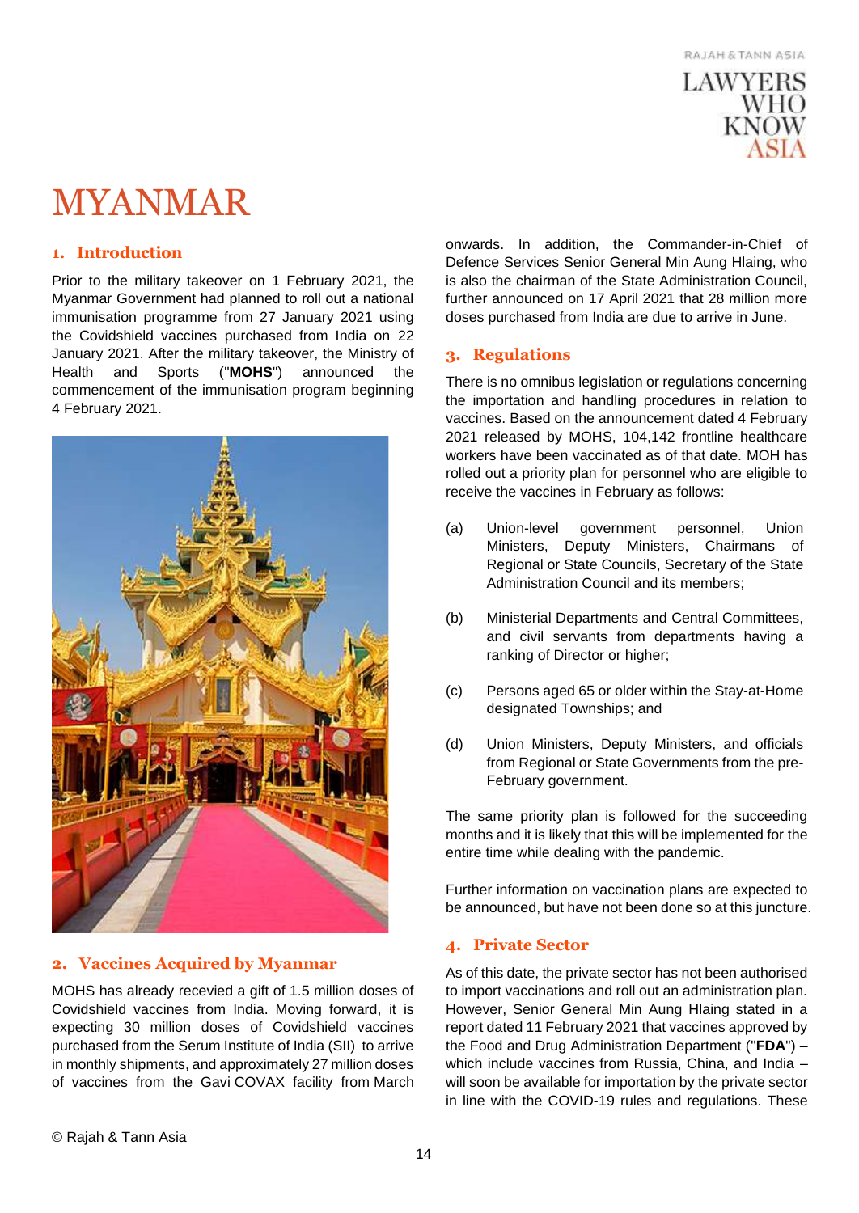# MYANMAR

## 1. Introduction

Prior to the military takeover on 1 February 2021, the Myanmar Government had planned to roll out a national immunisation programme from 27 January 2021 using the Covidshield vaccines purchased from India on 22 January 2021. After the military takeover, the Ministry of Health and Sports ("**MOHS**") announced the commencement of the immunisation program beginning 4 February 2021.

## 2. Vaccines Acquired by Myanmar

MOHS has already recevied a gift of 1.5 million doses of Covidshield vaccines from India. Moving forward, it is expecting 30 million doses of Covidshield vaccines purchased from the Serum Institute of India (SII) to arrive in monthly shipments, and approximately 27 million doses of vaccines from the Gavi COVAX facility from March onwards. In addition, the Commander-in-Chief of Defence Services Senior General Min Aung Hlaing, who is also the chairman of the State Administration Council, further announced on 17 April 2021 that 28 million more doses purchased from India are due to arrive in June.

## 3. Regulations

There is no omnibus legislation or regulations concerning the importation and handling procedures in relation to vaccines. Based on the announcement dated 4 February 2021 released by MOHS, 104,142 frontline healthcare workers have been vaccinated as of that date. MOH has rolled out a priority plan for personnel who are eligible to receive the vaccines in February as follows:

(a) Union-level government personnel, Union Ministers, Deputy Ministers, Chairmans of Regional or State Councils, Secretary of the State Administration Council and its members;

(b) Ministerial Departments and Central Committees, and civil servants from departments having a ranking of Director or higher;

(c) Persons aged 65 or older within the Stay-at-Home designated Townships; and

(d) Union Ministers, Deputy Ministers, and officials from Regional or State Governments from the pre-February government.

The same priority plan is followed for the succeeding months and it is likely that this will be implemented for the entire time while dealing with the pandemic.

Further information on vaccination plans are expected to be announced, but have not been done so at this juncture.

## 4. Private Sector

As of this date, the private sector has not been authorised to import vaccinations and roll out an administration plan. However, Senior General Min Aung Hlaing stated in a report dated 11 February 2021 that vaccines approved by the Food and Drug Administration Department ("**FDA**") – which include vaccines from Russia, China, and India – will soon be available for importation by the private sector in line with the COVID-19 rules and regulations. These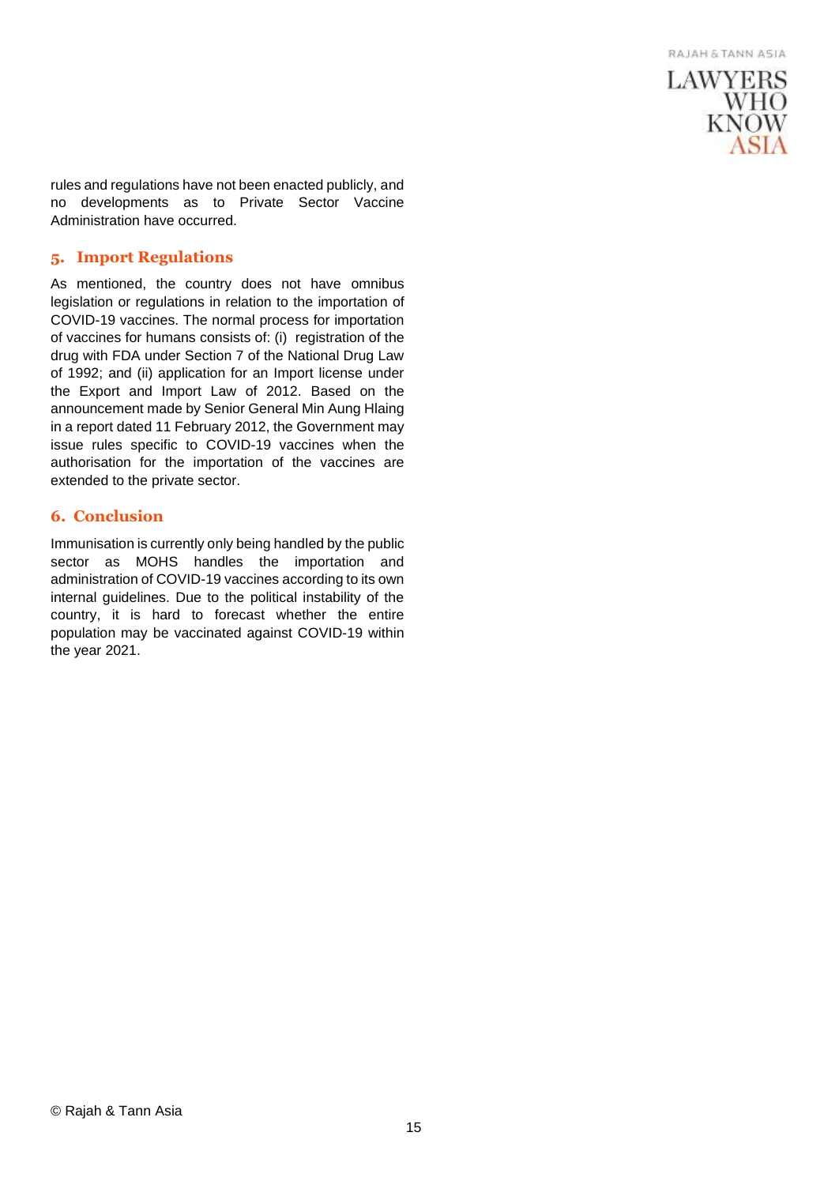rules and regulations have not been enacted publicly, and no developments as to Private Sector Vaccine Administration have occurred.

## 5. Import Regulations

As mentioned, the country does not have omnibus legislation or regulations in relation to the importation of COVID-19 vaccines. The normal process for importation of vaccines for humans consists of: (i) registration of the drug with FDA under Section 7 of the National Drug Law of 1992; and (ii) application for an Import license under the Export and Import Law of 2012. Based on the announcement made by Senior General Min Aung Hlaing in a report dated 11 February 2012, the Government may issue rules specific to COVID-19 vaccines when the authorisation for the importation of the vaccines are extended to the private sector.

## 6. Conclusion

Immunisation is currently only being handled by the public sector as MOHS handles the importation and administration of COVID-19 vaccines according to its own internal guidelines. Due to the political instability of the country, it is hard to forecast whether the entire population may be vaccinated against COVID-19 within the year 2021.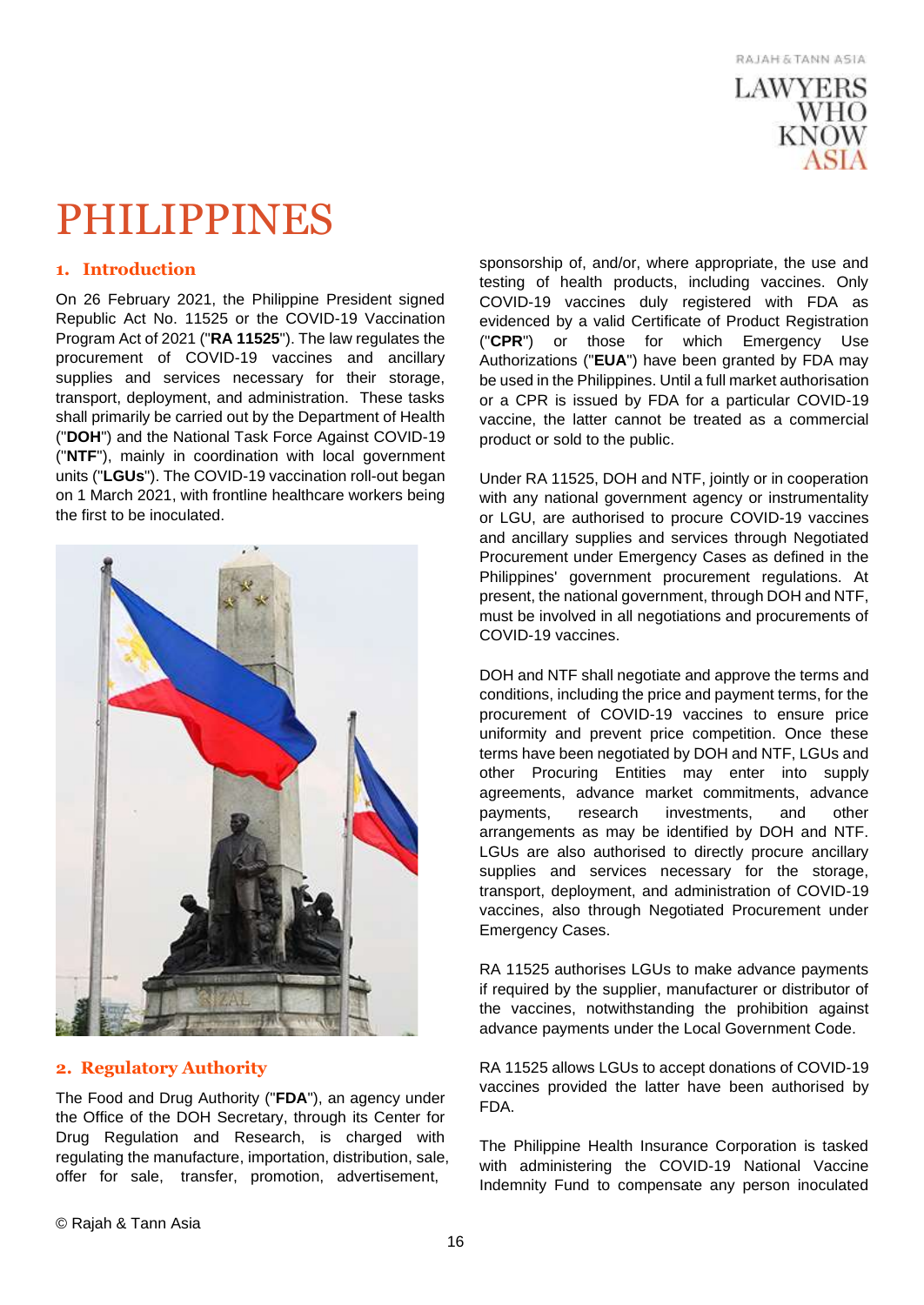# PHILIPPINES

## 1. Introduction

On 26 February 2021, the Philippine President signed Republic Act No. 11525 or the COVID-19 Vaccination Program Act of 2021 ("**RA 11525**"). The law regulates the procurement of COVID-19 vaccines and ancillary supplies and services necessary for their storage, transport, deployment, and administration. These tasks shall primarily be carried out by the Department of Health ("**DOH**") and the National Task Force Against COVID-19 ("**NTF**"), mainly in coordination with local government units ("**LGUs**"). The COVID-19 vaccination roll-out began on 1 March 2021, with frontline healthcare workers being the first to be inoculated.

## 2. Regulatory Authority

The Food and Drug Authority ("**FDA**"), an agency under the Office of the DOH Secretary, through its Center for Drug Regulation and Research, is charged with regulating the manufacture, importation, distribution, sale, offer for sale, transfer, promotion, advertisement, sponsorship of, and/or, where appropriate, the use and testing of health products, including vaccines. Only COVID-19 vaccines duly registered with FDA as evidenced by a valid Certificate of Product Registration ("**CPR**") or those for which Emergency Use Authorizations ("**EUA**") have been granted by FDA may be used in the Philippines. Until a full market authorisation or a CPR is issued by FDA for a particular COVID-19 vaccine, the latter cannot be treated as a commercial product or sold to the public.

Under RA 11525, DOH and NTF, jointly or in cooperation with any national government agency or instrumentality or LGU, are authorised to procure COVID-19 vaccines and ancillary supplies and services through Negotiated Procurement under Emergency Cases as defined in the Philippines' government procurement regulations. At present, the national government, through DOH and NTF, must be involved in all negotiations and procurements of COVID-19 vaccines.

DOH and NTF shall negotiate and approve the terms and conditions, including the price and payment terms, for the procurement of COVID-19 vaccines to ensure price uniformity and prevent price competition. Once these terms have been negotiated by DOH and NTF, LGUs and other Procuring Entities may enter into supply agreements, advance market commitments, advance payments, research investments, and other arrangements as may be identified by DOH and NTF. LGUs are also authorised to directly procure ancillary supplies and services necessary for the storage, transport, deployment, and administration of COVID-19 vaccines, also through Negotiated Procurement under Emergency Cases.

RA 11525 authorises LGUs to make advance payments if required by the supplier, manufacturer or distributor of the vaccines, notwithstanding the prohibition against advance payments under the Local Government Code.

RA 11525 allows LGUs to accept donations of COVID-19 vaccines provided the latter have been authorised by FDA.

The Philippine Health Insurance Corporation is tasked with administering the COVID-19 National Vaccine Indemnity Fund to compensate any person inoculated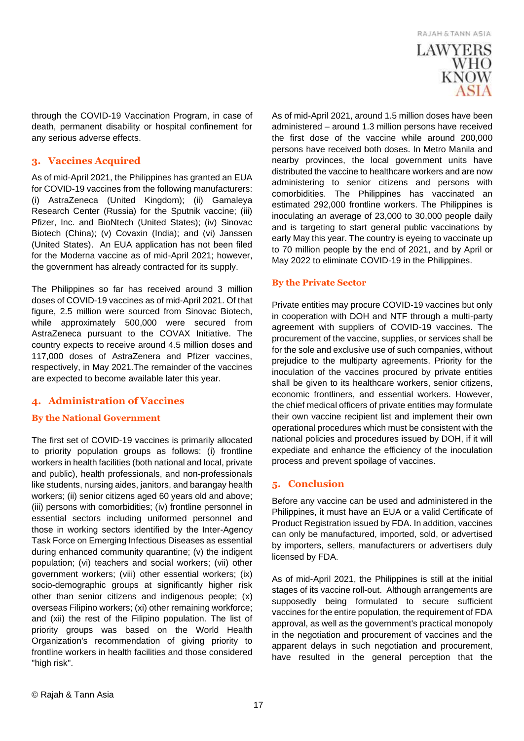through the COVID-19 Vaccination Program, in case of death, permanent disability or hospital confinement for any serious adverse effects.

## 3. Vaccines Acquired

As of mid-April 2021, the Philippines has granted an EUA for COVID-19 vaccines from the following manufacturers: (i) AstraZeneca (United Kingdom); (ii) Gamaleya Research Center (Russia) for the Sputnik vaccine; (iii) Pfizer, Inc. and BioNtech (United States); (iv) Sinovac Biotech (China); (v) Covaxin (India); and (vi) Janssen (United States). An EUA application has not been filed for the Moderna vaccine as of mid-April 2021; however, the government has already contracted for its supply.

The Philippines so far has received around 3 million doses of COVID-19 vaccines as of mid-April 2021. Of that figure, 2.5 million were sourced from Sinovac Biotech, while approximately 500,000 were secured from AstraZeneca pursuant to the COVAX Initiative. The country expects to receive around 4.5 million doses and 117,000 doses of AstraZenera and Pfizer vaccines, respectively, in May 2021.The remainder of the vaccines are expected to become available later this year.

## 4. Administration of Vaccines

### By the National Government

The first set of COVID-19 vaccines is primarily allocated to priority population groups as follows: (i) frontline workers in health facilities (both national and local, private and public), health professionals, and non-professionals like students, nursing aides, janitors, and barangay health workers; (ii) senior citizens aged 60 years old and above; (iii) persons with comorbidities; (iv) frontline personnel in essential sectors including uniformed personnel and those in working sectors identified by the Inter-Agency Task Force on Emerging Infectious Diseases as essential during enhanced community quarantine; (v) the indigent population; (vi) teachers and social workers; (vii) other government workers; (viii) other essential workers; (ix) socio-demographic groups at significantly higher risk other than senior citizens and indigenous people; (x) overseas Filipino workers; (xi) other remaining workforce; and (xii) the rest of the Filipino population. The list of priority groups was based on the World Health Organization's recommendation of giving priority to frontline workers in health facilities and those considered "high risk".

As of mid-April 2021, around 1.5 million doses have been administered – around 1.3 million persons have received the first dose of the vaccine while around 200,000 persons have received both doses. In Metro Manila and nearby provinces, the local government units have distributed the vaccine to healthcare workers and are now administering to senior citizens and persons with comorbidities. The Philippines has vaccinated an estimated 292,000 frontline workers. The Philippines is inoculating an average of 23,000 to 30,000 people daily and is targeting to start general public vaccinations by early May this year. The country is eyeing to vaccinate up to 70 million people by the end of 2021, and by April or May 2022 to eliminate COVID-19 in the Philippines.

### By the Private Sector

Private entities may procure COVID-19 vaccines but only in cooperation with DOH and NTF through a multi-party agreement with suppliers of COVID-19 vaccines. The procurement of the vaccine, supplies, or services shall be for the sole and exclusive use of such companies, without prejudice to the multiparty agreements. Priority for the inoculation of the vaccines procured by private entities shall be given to its healthcare workers, senior citizens, economic frontliners, and essential workers. However, the chief medical officers of private entities may formulate their own vaccine recipient list and implement their own operational procedures which must be consistent with the national policies and procedures issued by DOH, if it will expediate and enhance the efficiency of the inoculation process and prevent spoilage of vaccines.

## 5. Conclusion

Before any vaccine can be used and administered in the Philippines, it must have an EUA or a valid Certificate of Product Registration issued by FDA. In addition, vaccines can only be manufactured, imported, sold, or advertised by importers, sellers, manufacturers or advertisers duly licensed by FDA.

As of mid-April 2021, the Philippines is still at the initial stages of its vaccine roll-out. Although arrangements are supposedly being formulated to secure sufficient vaccines for the entire population, the requirement of FDA approval, as well as the government's practical monopoly in the negotiation and procurement of vaccines and the apparent delays in such negotiation and procurement, have resulted in the general perception that the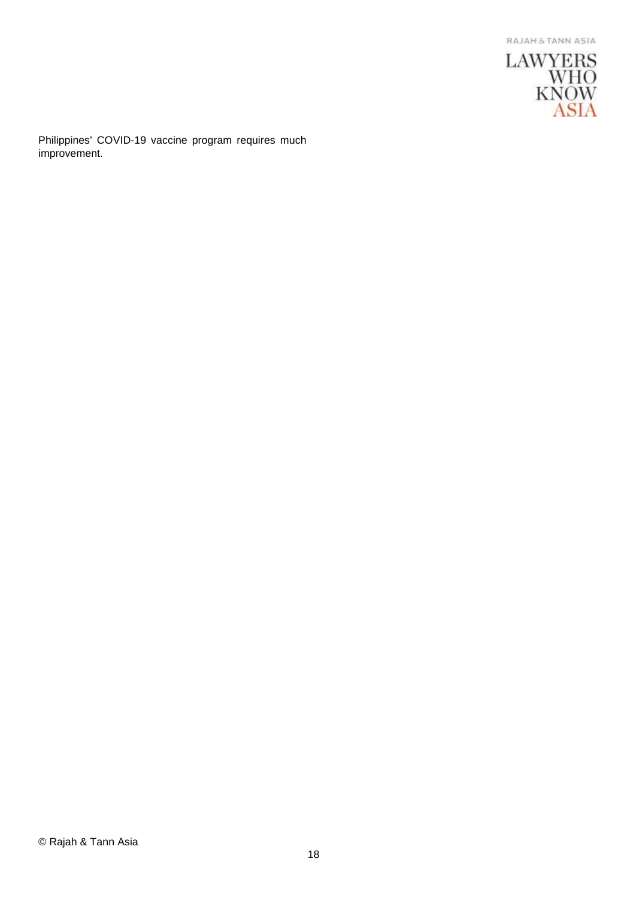Philippines' COVID-19 vaccine program requires much improvement.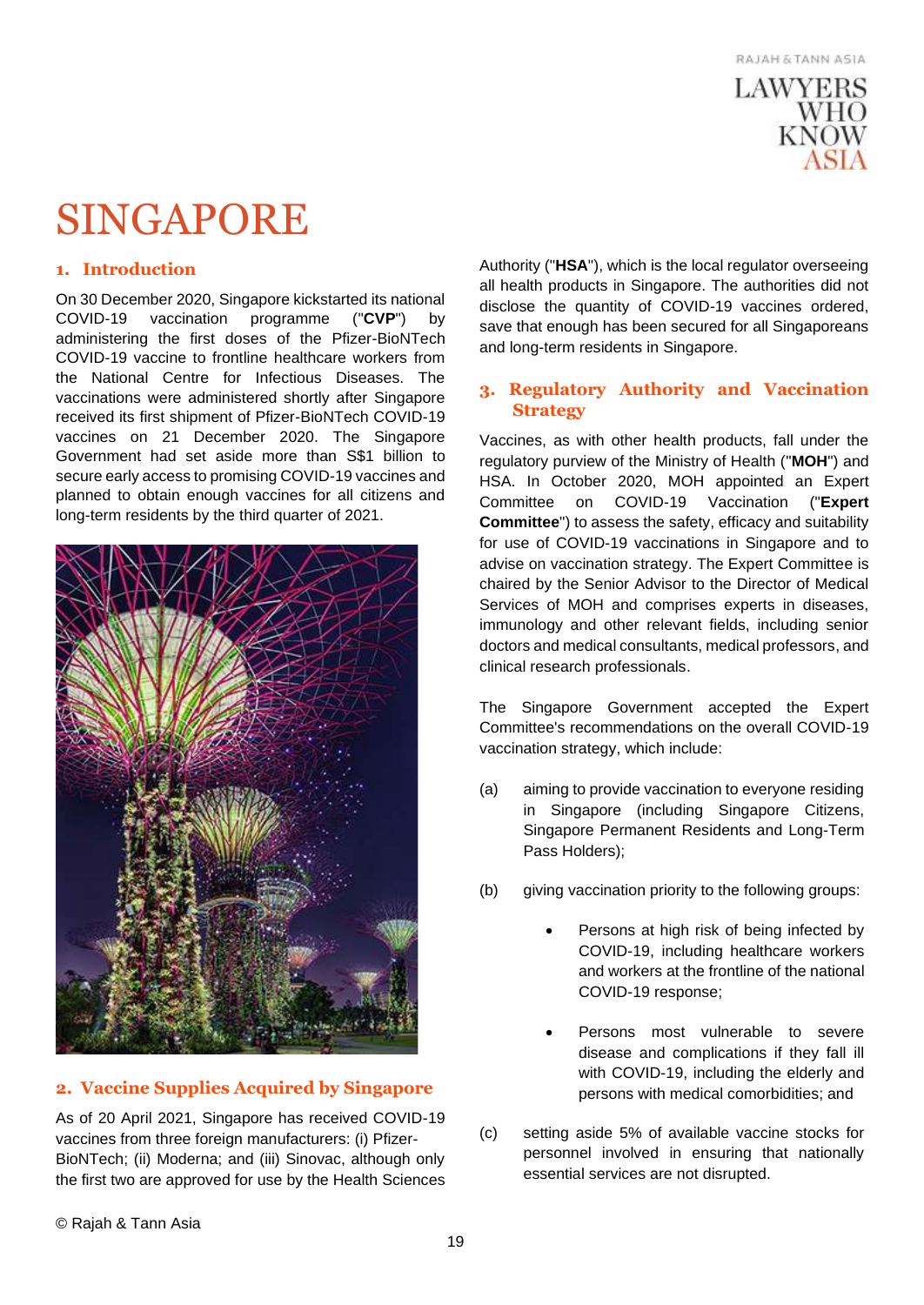# SINGAPORE

## 1. Introduction

On 30 December 2020, Singapore kickstarted its national COVID-19 vaccination programme ("**CVP**") by administering the first doses of the Pfizer-BioNTech COVID-19 vaccine to frontline healthcare workers from the National Centre for Infectious Diseases. The vaccinations were administered shortly after Singapore received its first shipment of Pfizer-BioNTech COVID-19 vaccines on 21 December 2020. The Singapore Government had set aside more than S$1 billion to secure early access to promising COVID-19 vaccines and planned to obtain enough vaccines for all citizens and long-term residents by the third quarter of 2021.

## 2. Vaccine Supplies Acquired by Singapore

As of 20 April 2021, Singapore has received COVID-19 vaccines from three foreign manufacturers: (i) Pfizer-BioNTech; (ii) Moderna; and (iii) Sinovac, although only the first two are approved for use by the Health Sciences Authority ("**HSA**"), which is the local regulator overseeing all health products in Singapore. The authorities did not disclose the quantity of COVID-19 vaccines ordered, save that enough has been secured for all Singaporeans and long-term residents in Singapore.

## 3. Regulatory Authority and Vaccination Strategy

Vaccines, as with other health products, fall under the regulatory purview of the Ministry of Health ("**MOH**") and HSA. In October 2020, MOH appointed an Expert Committee on COVID-19 Vaccination ("**Expert Committee**") to assess the safety, efficacy and suitability for use of COVID-19 vaccinations in Singapore and to advise on vaccination strategy. The Expert Committee is chaired by the Senior Advisor to the Director of Medical Services of MOH and comprises experts in diseases, immunology and other relevant fields, including senior doctors and medical consultants, medical professors, and clinical research professionals.

The Singapore Government accepted the Expert Committee's recommendations on the overall COVID-19 vaccination strategy, which include:

(a) aiming to provide vaccination to everyone residing in Singapore (including Singapore Citizens, Singapore Permanent Residents and Long-Term Pass Holders);

(b) giving vaccination priority to the following groups:

- Persons at high risk of being infected by COVID-19, including healthcare workers and workers at the frontline of the national COVID-19 response;
- Persons most vulnerable to severe disease and complications if they fall ill with COVID-19, including the elderly and persons with medical comorbidities; and

(c) setting aside 5% of available vaccine stocks for personnel involved in ensuring that nationally essential services are not disrupted.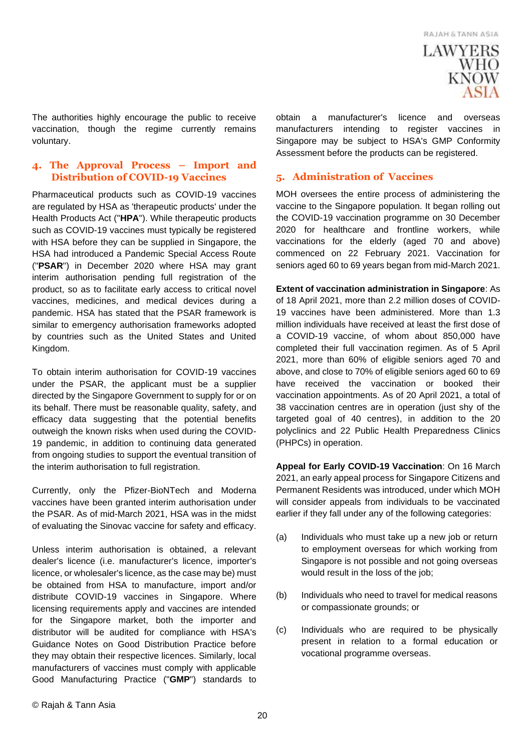The authorities highly encourage the public to receive vaccination, though the regime currently remains voluntary.

## 4. The Approval Process – Import and Distribution of COVID-19 Vaccines

Pharmaceutical products such as COVID-19 vaccines are regulated by HSA as 'therapeutic products' under the Health Products Act ("**HPA**"). While therapeutic products such as COVID-19 vaccines must typically be registered with HSA before they can be supplied in Singapore, the HSA had introduced a Pandemic Special Access Route ("**PSAR**") in December 2020 where HSA may grant interim authorisation pending full registration of the product, so as to facilitate early access to critical novel vaccines, medicines, and medical devices during a pandemic. HSA has stated that the PSAR framework is similar to emergency authorisation frameworks adopted by countries such as the United States and United Kingdom.

To obtain interim authorisation for COVID-19 vaccines under the PSAR, the applicant must be a supplier directed by the Singapore Government to supply for or on its behalf. There must be reasonable quality, safety, and efficacy data suggesting that the potential benefits outweigh the known risks when used during the COVID-19 pandemic, in addition to continuing data generated from ongoing studies to support the eventual transition of the interim authorisation to full registration.

Currently, only the Pfizer-BioNTech and Moderna vaccines have been granted interim authorisation under the PSAR. As of mid-March 2021, HSA was in the midst of evaluating the Sinovac vaccine for safety and efficacy.

Unless interim authorisation is obtained, a relevant dealer's licence (i.e. manufacturer's licence, importer's licence, or wholesaler's licence, as the case may be) must be obtained from HSA to manufacture, import and/or distribute COVID-19 vaccines in Singapore. Where licensing requirements apply and vaccines are intended for the Singapore market, both the importer and distributor will be audited for compliance with HSA's Guidance Notes on Good Distribution Practice before they may obtain their respective licences. Similarly, local manufacturers of vaccines must comply with applicable Good Manufacturing Practice ("**GMP**") standards to obtain a manufacturer's licence and overseas manufacturers intending to register vaccines in Singapore may be subject to HSA's GMP Conformity Assessment before the products can be registered.

## 5. Administration of Vaccines

MOH oversees the entire process of administering the vaccine to the Singapore population. It began rolling out the COVID-19 vaccination programme on 30 December 2020 for healthcare and frontline workers, while vaccinations for the elderly (aged 70 and above) commenced on 22 February 2021. Vaccination for seniors aged 60 to 69 years began from mid-March 2021.

**Extent of vaccination administration in Singapore**: As of 18 April 2021, more than 2.2 million doses of COVID-19 vaccines have been administered. More than 1.3 million individuals have received at least the first dose of a COVID-19 vaccine, of whom about 850,000 have completed their full vaccination regimen. As of 5 April 2021, more than 60% of eligible seniors aged 70 and above, and close to 70% of eligible seniors aged 60 to 69 have received the vaccination or booked their vaccination appointments. As of 20 April 2021, a total of 38 vaccination centres are in operation (just shy of the targeted goal of 40 centres), in addition to the 20 polyclinics and 22 Public Health Preparedness Clinics (PHPCs) in operation.

**Appeal for Early COVID-19 Vaccination**: On 16 March 2021, an early appeal process for Singapore Citizens and Permanent Residents was introduced, under which MOH will consider appeals from individuals to be vaccinated earlier if they fall under any of the following categories:

(a) Individuals who must take up a new job or return to employment overseas for which working from Singapore is not possible and not going overseas would result in the loss of the job;

(b) Individuals who need to travel for medical reasons or compassionate grounds; or

(c) Individuals who are required to be physically present in relation to a formal education or vocational programme overseas.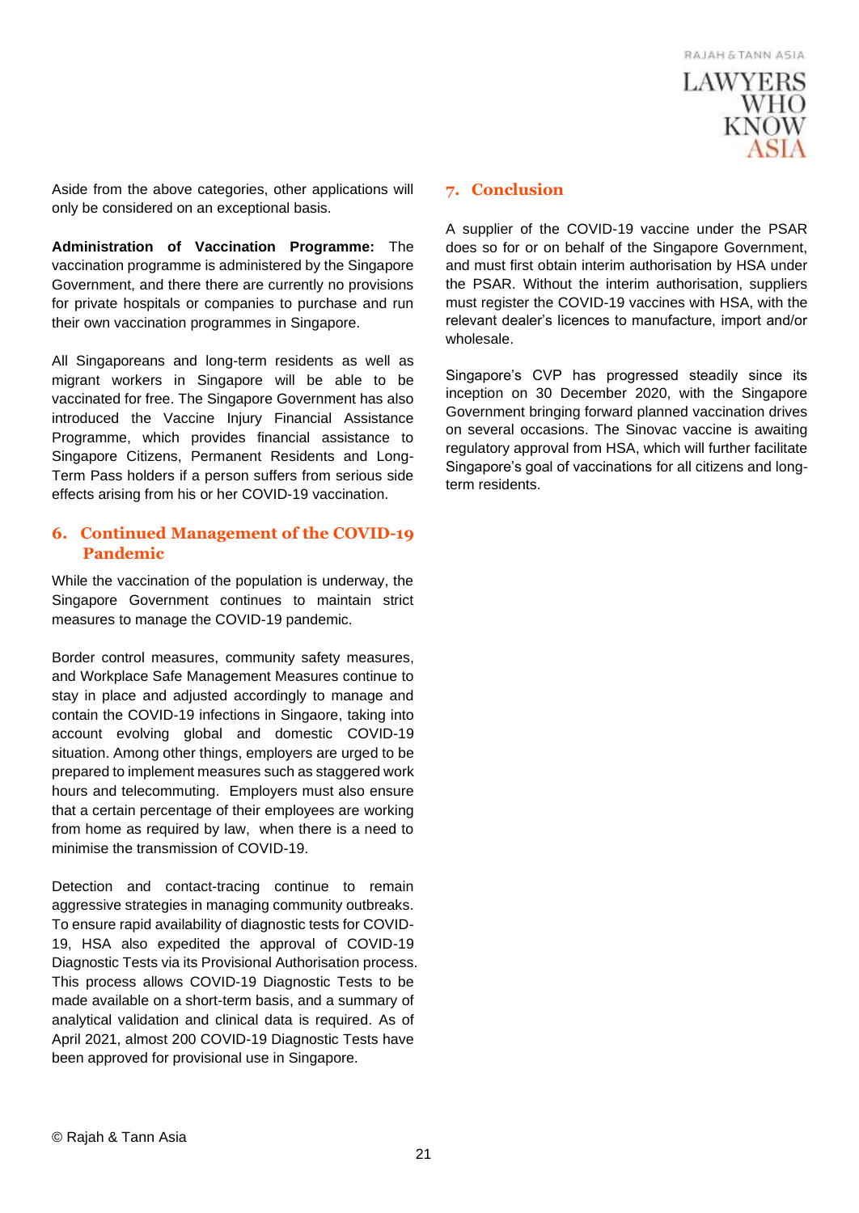Aside from the above categories, other applications will only be considered on an exceptional basis.

**Administration of Vaccination Programme:** The vaccination programme is administered by the Singapore Government, and there there are currently no provisions for private hospitals or companies to purchase and run their own vaccination programmes in Singapore.

All Singaporeans and long-term residents as well as migrant workers in Singapore will be able to be vaccinated for free. The Singapore Government has also introduced the Vaccine Injury Financial Assistance Programme, which provides financial assistance to Singapore Citizens, Permanent Residents and Long-Term Pass holders if a person suffers from serious side effects arising from his or her COVID-19 vaccination.

## 6. Continued Management of the COVID-19 Pandemic

While the vaccination of the population is underway, the Singapore Government continues to maintain strict measures to manage the COVID-19 pandemic.

Border control measures, community safety measures, and Workplace Safe Management Measures continue to stay in place and adjusted accordingly to manage and contain the COVID-19 infections in Singaore, taking into account evolving global and domestic COVID-19 situation. Among other things, employers are urged to be prepared to implement measures such as staggered work hours and telecommuting. Employers must also ensure that a certain percentage of their employees are working from home as required by law, when there is a need to minimise the transmission of COVID-19.

Detection and contact-tracing continue to remain aggressive strategies in managing community outbreaks. To ensure rapid availability of diagnostic tests for COVID-19, HSA also expedited the approval of COVID-19 Diagnostic Tests via its Provisional Authorisation process. This process allows COVID-19 Diagnostic Tests to be made available on a short-term basis, and a summary of analytical validation and clinical data is required. As of April 2021, almost 200 COVID-19 Diagnostic Tests have been approved for provisional use in Singapore.

## 7. Conclusion

A supplier of the COVID-19 vaccine under the PSAR does so for or on behalf of the Singapore Government, and must first obtain interim authorisation by HSA under the PSAR. Without the interim authorisation, suppliers must register the COVID-19 vaccines with HSA, with the relevant dealer's licences to manufacture, import and/or wholesale.

Singapore's CVP has progressed steadily since its inception on 30 December 2020, with the Singapore Government bringing forward planned vaccination drives on several occasions. The Sinovac vaccine is awaiting regulatory approval from HSA, which will further facilitate Singapore's goal of vaccinations for all citizens and long-term residents.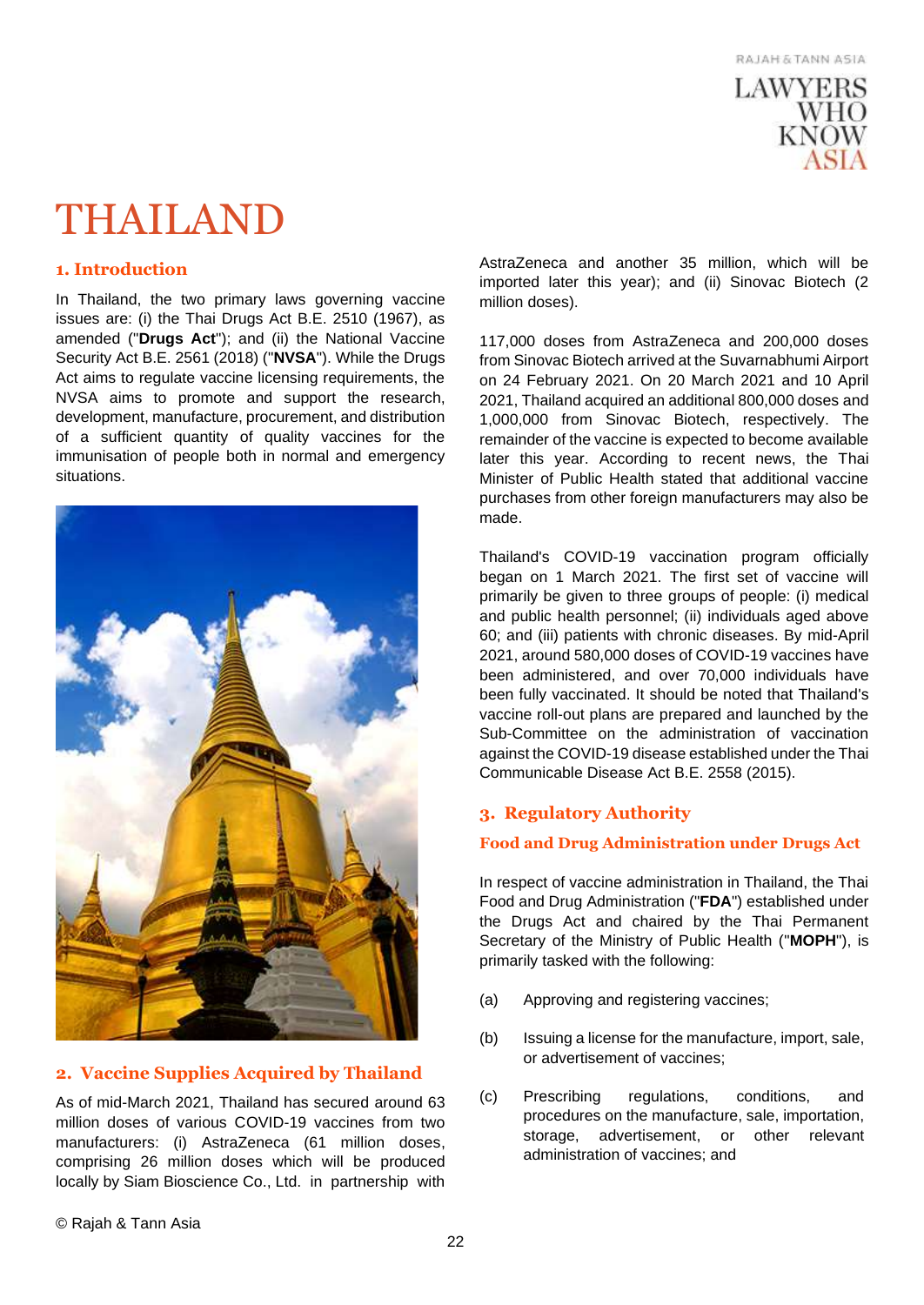# THAILAND

## 1. Introduction

In Thailand, the two primary laws governing vaccine issues are: (i) the Thai Drugs Act B.E. 2510 (1967), as amended ("**Drugs Act**"); and (ii) the National Vaccine Security Act B.E. 2561 (2018) ("**NVSA**"). While the Drugs Act aims to regulate vaccine licensing requirements, the NVSA aims to promote and support the research, development, manufacture, procurement, and distribution of a sufficient quantity of quality vaccines for the immunisation of people both in normal and emergency situations.

## 2. Vaccine Supplies Acquired by Thailand

As of mid-March 2021, Thailand has secured around 63 million doses of various COVID-19 vaccines from two manufacturers: (i) AstraZeneca (61 million doses, comprising 26 million doses which will be produced locally by Siam Bioscience Co., Ltd. in partnership with AstraZeneca and another 35 million, which will be imported later this year); and (ii) Sinovac Biotech (2 million doses).

117,000 doses from AstraZeneca and 200,000 doses from Sinovac Biotech arrived at the Suvarnabhumi Airport on 24 February 2021. On 20 March 2021 and 10 April 2021, Thailand acquired an additional 800,000 doses and 1,000,000 from Sinovac Biotech, respectively. The remainder of the vaccine is expected to become available later this year. According to recent news, the Thai Minister of Public Health stated that additional vaccine purchases from other foreign manufacturers may also be made.

Thailand's COVID-19 vaccination program officially began on 1 March 2021. The first set of vaccine will primarily be given to three groups of people: (i) medical and public health personnel; (ii) individuals aged above 60; and (iii) patients with chronic diseases. By mid-April 2021, around 580,000 doses of COVID-19 vaccines have been administered, and over 70,000 individuals have been fully vaccinated. It should be noted that Thailand's vaccine roll-out plans are prepared and launched by the Sub-Committee on the administration of vaccination against the COVID-19 disease established under the Thai Communicable Disease Act B.E. 2558 (2015).

## 3. Regulatory Authority

### Food and Drug Administration under Drugs Act

In respect of vaccine administration in Thailand, the Thai Food and Drug Administration ("**FDA**") established under the Drugs Act and chaired by the Thai Permanent Secretary of the Ministry of Public Health ("**MOPH**"), is primarily tasked with the following:

(a) Approving and registering vaccines;

(b) Issuing a license for the manufacture, import, sale, or advertisement of vaccines;

(c) Prescribing regulations, conditions, and procedures on the manufacture, sale, importation, storage, advertisement, or other relevant administration of vaccines; and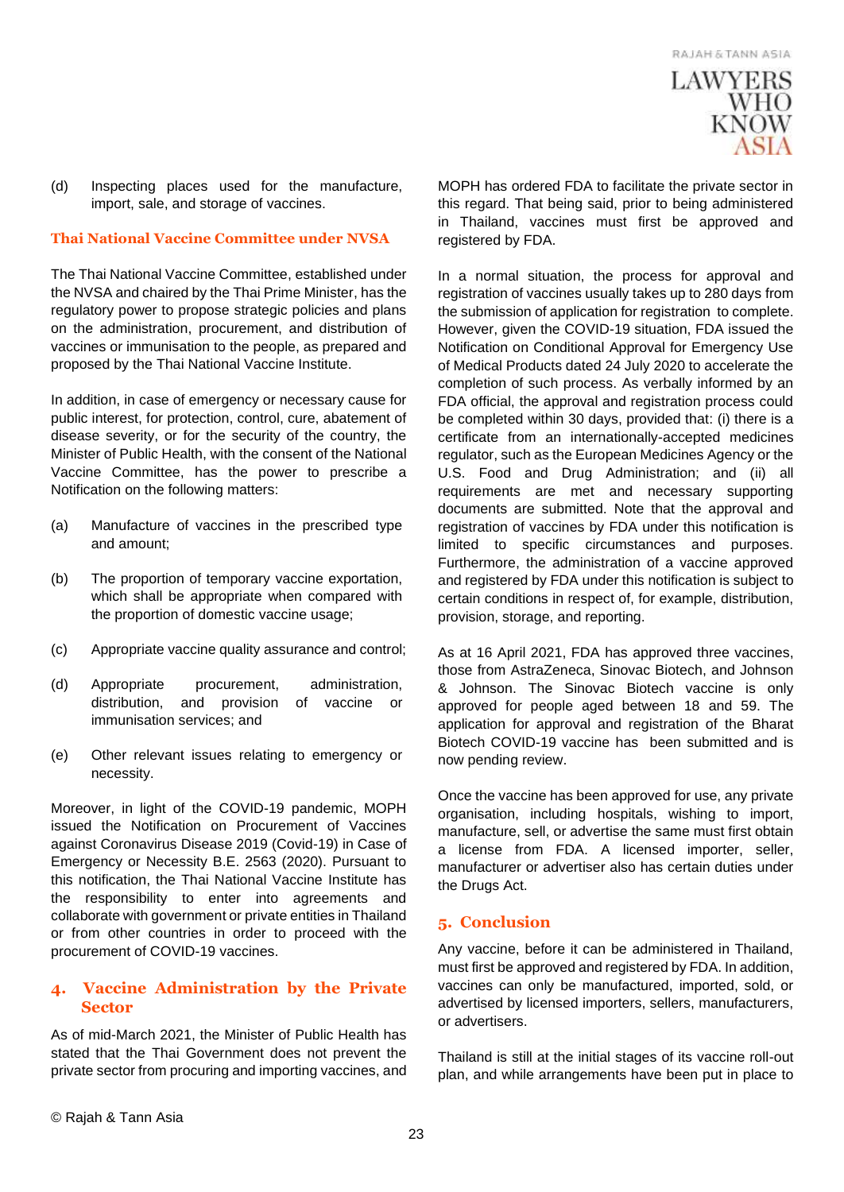(d) Inspecting places used for the manufacture, import, sale, and storage of vaccines.

### Thai National Vaccine Committee under NVSA

The Thai National Vaccine Committee, established under the NVSA and chaired by the Thai Prime Minister, has the regulatory power to propose strategic policies and plans on the administration, procurement, and distribution of vaccines or immunisation to the people, as prepared and proposed by the Thai National Vaccine Institute.

In addition, in case of emergency or necessary cause for public interest, for protection, control, cure, abatement of disease severity, or for the security of the country, the Minister of Public Health, with the consent of the National Vaccine Committee, has the power to prescribe a Notification on the following matters:

(a) Manufacture of vaccines in the prescribed type and amount;

(b) The proportion of temporary vaccine exportation, which shall be appropriate when compared with the proportion of domestic vaccine usage;

(c) Appropriate vaccine quality assurance and control;

(d) Appropriate procurement, administration, distribution, and provision of vaccine or immunisation services; and

(e) Other relevant issues relating to emergency or necessity.

Moreover, in light of the COVID-19 pandemic, MOPH issued the Notification on Procurement of Vaccines against Coronavirus Disease 2019 (Covid-19) in Case of Emergency or Necessity B.E. 2563 (2020). Pursuant to this notification, the Thai National Vaccine Institute has the responsibility to enter into agreements and collaborate with government or private entities in Thailand or from other countries in order to proceed with the procurement of COVID-19 vaccines.

## 4. Vaccine Administration by the Private Sector

As of mid-March 2021, the Minister of Public Health has stated that the Thai Government does not prevent the private sector from procuring and importing vaccines, and MOPH has ordered FDA to facilitate the private sector in this regard. That being said, prior to being administered in Thailand, vaccines must first be approved and registered by FDA.

In a normal situation, the process for approval and registration of vaccines usually takes up to 280 days from the submission of application for registration to complete. However, given the COVID-19 situation, FDA issued the Notification on Conditional Approval for Emergency Use of Medical Products dated 24 July 2020 to accelerate the completion of such process. As verbally informed by an FDA official, the approval and registration process could be completed within 30 days, provided that: (i) there is a certificate from an internationally-accepted medicines regulator, such as the European Medicines Agency or the U.S. Food and Drug Administration; and (ii) all requirements are met and necessary supporting documents are submitted. Note that the approval and registration of vaccines by FDA under this notification is limited to specific circumstances and purposes. Furthermore, the administration of a vaccine approved and registered by FDA under this notification is subject to certain conditions in respect of, for example, distribution, provision, storage, and reporting.

As at 16 April 2021, FDA has approved three vaccines, those from AstraZeneca, Sinovac Biotech, and Johnson & Johnson. The Sinovac Biotech vaccine is only approved for people aged between 18 and 59. The application for approval and registration of the Bharat Biotech COVID-19 vaccine has been submitted and is now pending review.

Once the vaccine has been approved for use, any private organisation, including hospitals, wishing to import, manufacture, sell, or advertise the same must first obtain a license from FDA. A licensed importer, seller, manufacturer or advertiser also has certain duties under the Drugs Act.

## 5. Conclusion

Any vaccine, before it can be administered in Thailand, must first be approved and registered by FDA. In addition, vaccines can only be manufactured, imported, sold, or advertised by licensed importers, sellers, manufacturers, or advertisers.

Thailand is still at the initial stages of its vaccine roll-out plan, and while arrangements have been put in place to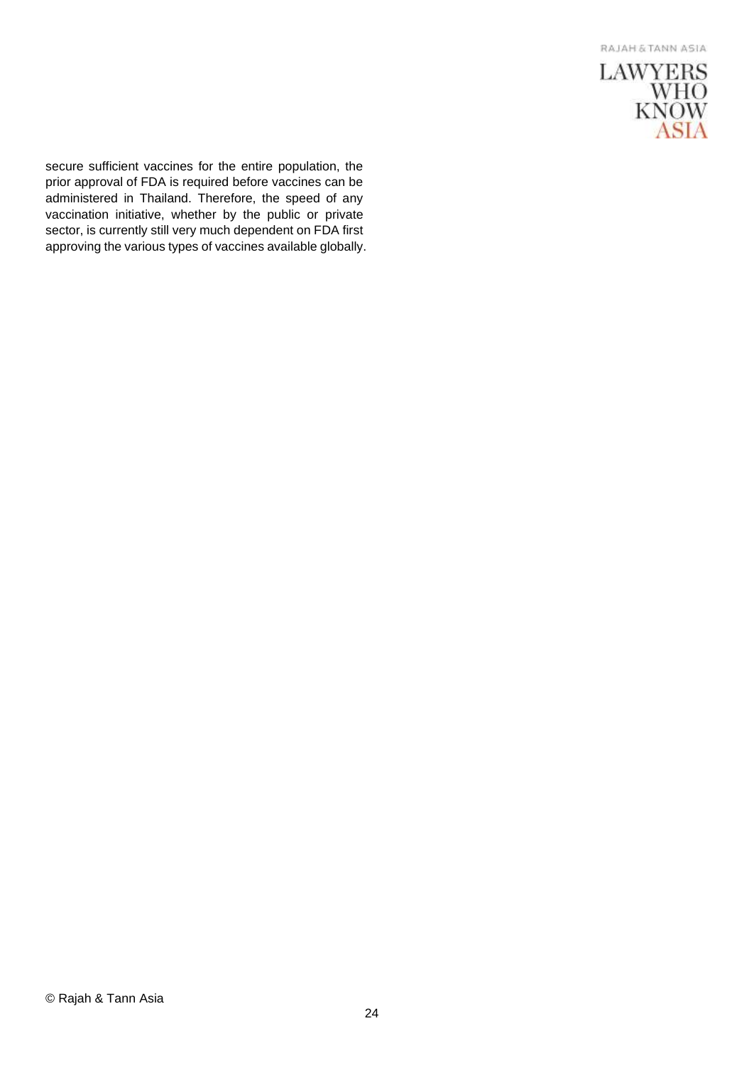secure sufficient vaccines for the entire population, the prior approval of FDA is required before vaccines can be administered in Thailand. Therefore, the speed of any vaccination initiative, whether by the public or private sector, is currently still very much dependent on FDA first approving the various types of vaccines available globally.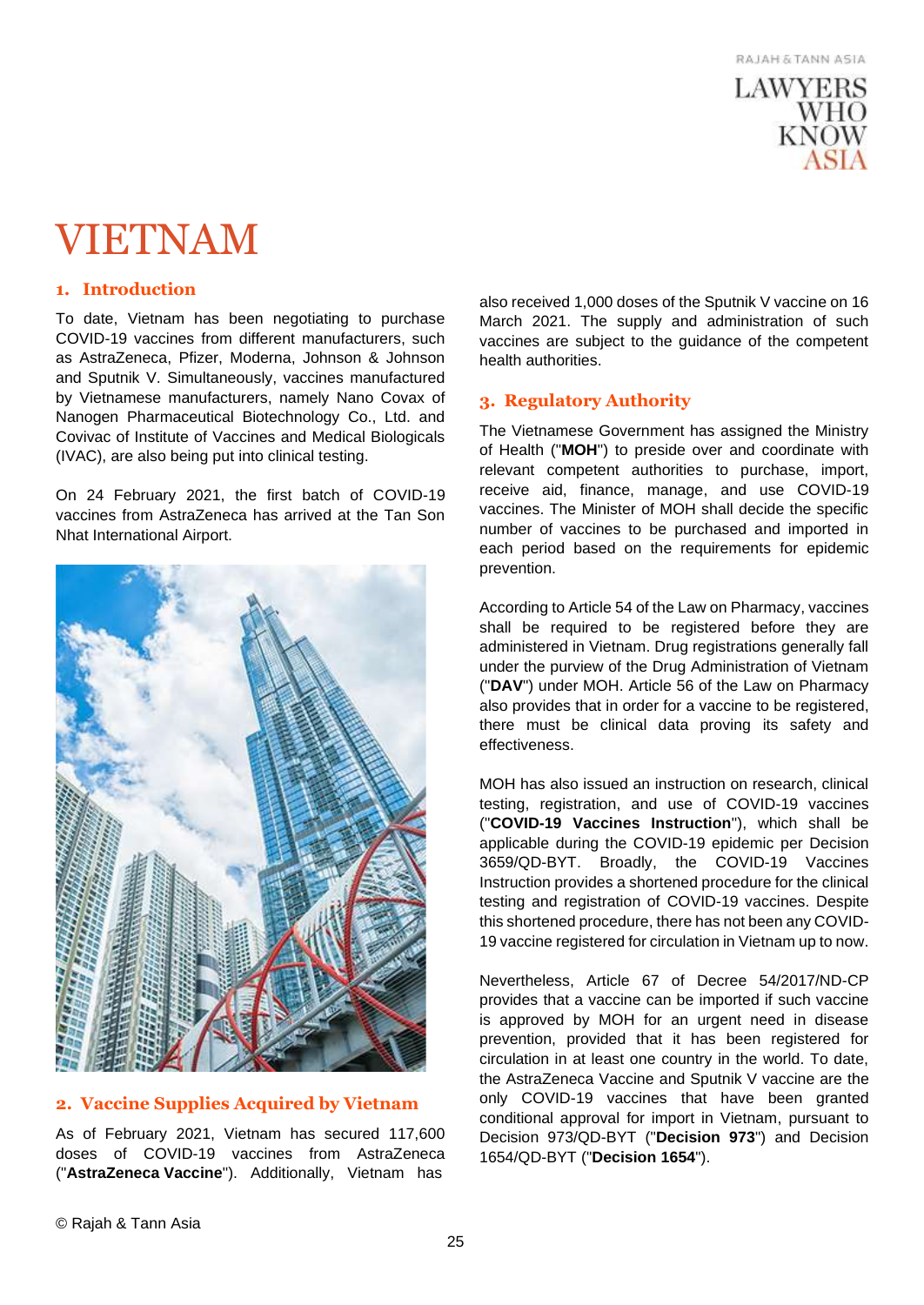# VIETNAM

## 1. Introduction

To date, Vietnam has been negotiating to purchase COVID-19 vaccines from different manufacturers, such as AstraZeneca, Pfizer, Moderna, Johnson & Johnson and Sputnik V. Simultaneously, vaccines manufactured by Vietnamese manufacturers, namely Nano Covax of Nanogen Pharmaceutical Biotechnology Co., Ltd. and Covivac of Institute of Vaccines and Medical Biologicals (IVAC), are also being put into clinical testing.

On 24 February 2021, the first batch of COVID-19 vaccines from AstraZeneca has arrived at the Tan Son Nhat International Airport.

## 2. Vaccine Supplies Acquired by Vietnam

As of February 2021, Vietnam has secured 117,600 doses of COVID-19 vaccines from AstraZeneca ("**AstraZeneca Vaccine**"). Additionally, Vietnam has also received 1,000 doses of the Sputnik V vaccine on 16 March 2021. The supply and administration of such vaccines are subject to the guidance of the competent health authorities.

## 3. Regulatory Authority

The Vietnamese Government has assigned the Ministry of Health ("**MOH**") to preside over and coordinate with relevant competent authorities to purchase, import, receive aid, finance, manage, and use COVID-19 vaccines. The Minister of MOH shall decide the specific number of vaccines to be purchased and imported in each period based on the requirements for epidemic prevention.

According to Article 54 of the Law on Pharmacy, vaccines shall be required to be registered before they are administered in Vietnam. Drug registrations generally fall under the purview of the Drug Administration of Vietnam ("**DAV**") under MOH. Article 56 of the Law on Pharmacy also provides that in order for a vaccine to be registered, there must be clinical data proving its safety and effectiveness.

MOH has also issued an instruction on research, clinical testing, registration, and use of COVID-19 vaccines ("**COVID-19 Vaccines Instruction**"), which shall be applicable during the COVID-19 epidemic per Decision 3659/QD-BYT. Broadly, the COVID-19 Vaccines Instruction provides a shortened procedure for the clinical testing and registration of COVID-19 vaccines. Despite this shortened procedure, there has not been any COVID-19 vaccine registered for circulation in Vietnam up to now.

Nevertheless, Article 67 of Decree 54/2017/ND-CP provides that a vaccine can be imported if such vaccine is approved by MOH for an urgent need in disease prevention, provided that it has been registered for circulation in at least one country in the world. To date, the AstraZeneca Vaccine and Sputnik V vaccine are the only COVID-19 vaccines that have been granted conditional approval for import in Vietnam, pursuant to Decision 973/QD-BYT ("**Decision 973**") and Decision 1654/QD-BYT ("**Decision 1654**").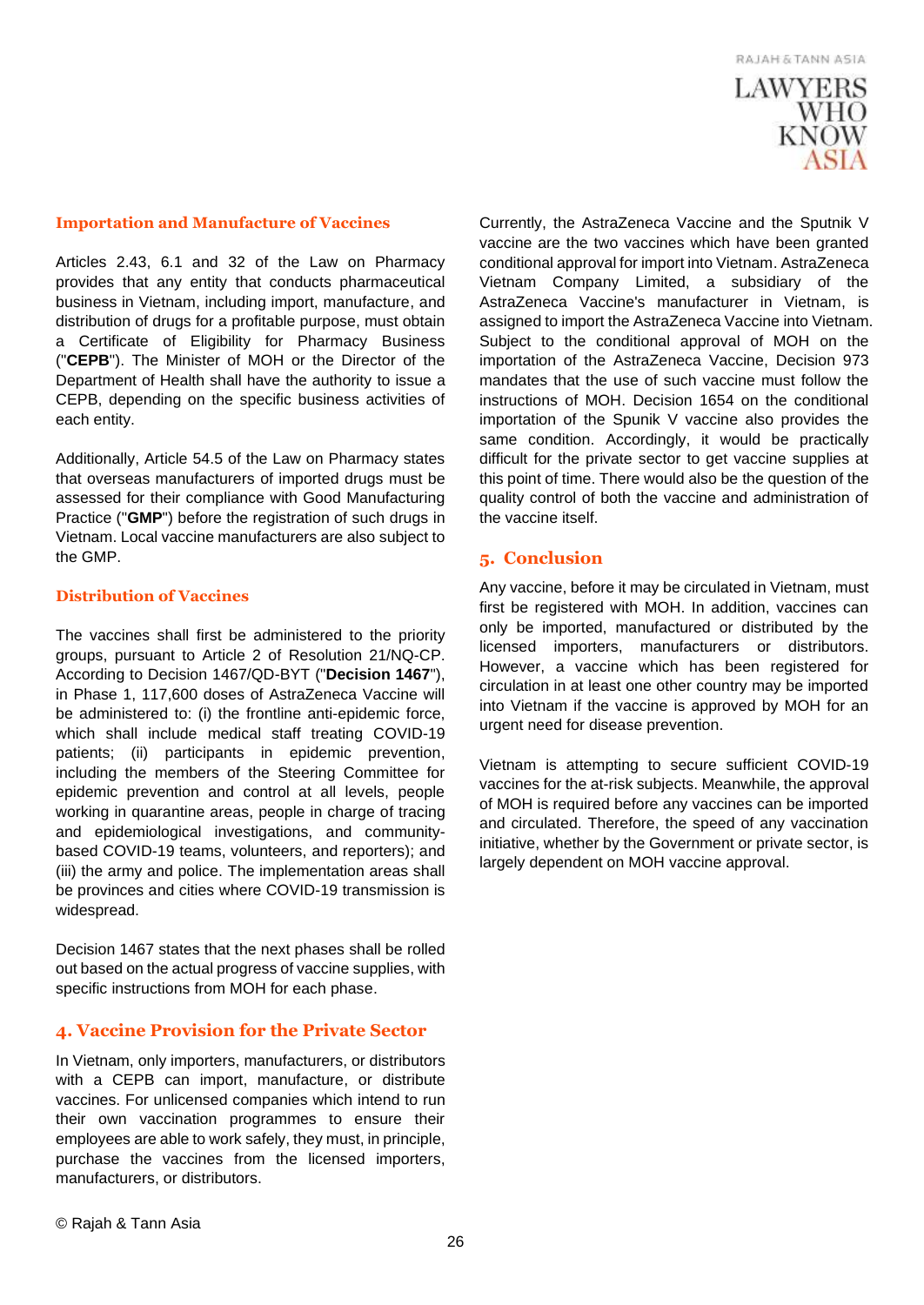### Importation and Manufacture of Vaccines

Articles 2.43, 6.1 and 32 of the Law on Pharmacy provides that any entity that conducts pharmaceutical business in Vietnam, including import, manufacture, and distribution of drugs for a profitable purpose, must obtain a Certificate of Eligibility for Pharmacy Business ("**CEPB**"). The Minister of MOH or the Director of the Department of Health shall have the authority to issue a CEPB, depending on the specific business activities of each entity.

Additionally, Article 54.5 of the Law on Pharmacy states that overseas manufacturers of imported drugs must be assessed for their compliance with Good Manufacturing Practice ("**GMP**") before the registration of such drugs in Vietnam. Local vaccine manufacturers are also subject to the GMP.

### Distribution of Vaccines

The vaccines shall first be administered to the priority groups, pursuant to Article 2 of Resolution 21/NQ-CP. According to Decision 1467/QD-BYT ("**Decision 1467**"), in Phase 1, 117,600 doses of AstraZeneca Vaccine will be administered to: (i) the frontline anti-epidemic force, which shall include medical staff treating COVID-19 patients; (ii) participants in epidemic prevention, including the members of the Steering Committee for epidemic prevention and control at all levels, people working in quarantine areas, people in charge of tracing and epidemiological investigations, and community-based COVID-19 teams, volunteers, and reporters); and (iii) the army and police. The implementation areas shall be provinces and cities where COVID-19 transmission is widespread.

Decision 1467 states that the next phases shall be rolled out based on the actual progress of vaccine supplies, with specific instructions from MOH for each phase.

## 4. Vaccine Provision for the Private Sector

In Vietnam, only importers, manufacturers, or distributors with a CEPB can import, manufacture, or distribute vaccines. For unlicensed companies which intend to run their own vaccination programmes to ensure their employees are able to work safely, they must, in principle, purchase the vaccines from the licensed importers, manufacturers, or distributors.

Currently, the AstraZeneca Vaccine and the Sputnik V vaccine are the two vaccines which have been granted conditional approval for import into Vietnam. AstraZeneca Vietnam Company Limited, a subsidiary of the AstraZeneca Vaccine's manufacturer in Vietnam, is assigned to import the AstraZeneca Vaccine into Vietnam. Subject to the conditional approval of MOH on the importation of the AstraZeneca Vaccine, Decision 973 mandates that the use of such vaccine must follow the instructions of MOH. Decision 1654 on the conditional importation of the Spunik V vaccine also provides the same condition. Accordingly, it would be practically difficult for the private sector to get vaccine supplies at this point of time. There would also be the question of the quality control of both the vaccine and administration of the vaccine itself.

## 5. Conclusion

Any vaccine, before it may be circulated in Vietnam, must first be registered with MOH. In addition, vaccines can only be imported, manufactured or distributed by the licensed importers, manufacturers or distributors. However, a vaccine which has been registered for circulation in at least one other country may be imported into Vietnam if the vaccine is approved by MOH for an urgent need for disease prevention.

Vietnam is attempting to secure sufficient COVID-19 vaccines for the at-risk subjects. Meanwhile, the approval of MOH is required before any vaccines can be imported and circulated. Therefore, the speed of any vaccination initiative, whether by the Government or private sector, is largely dependent on MOH vaccine approval.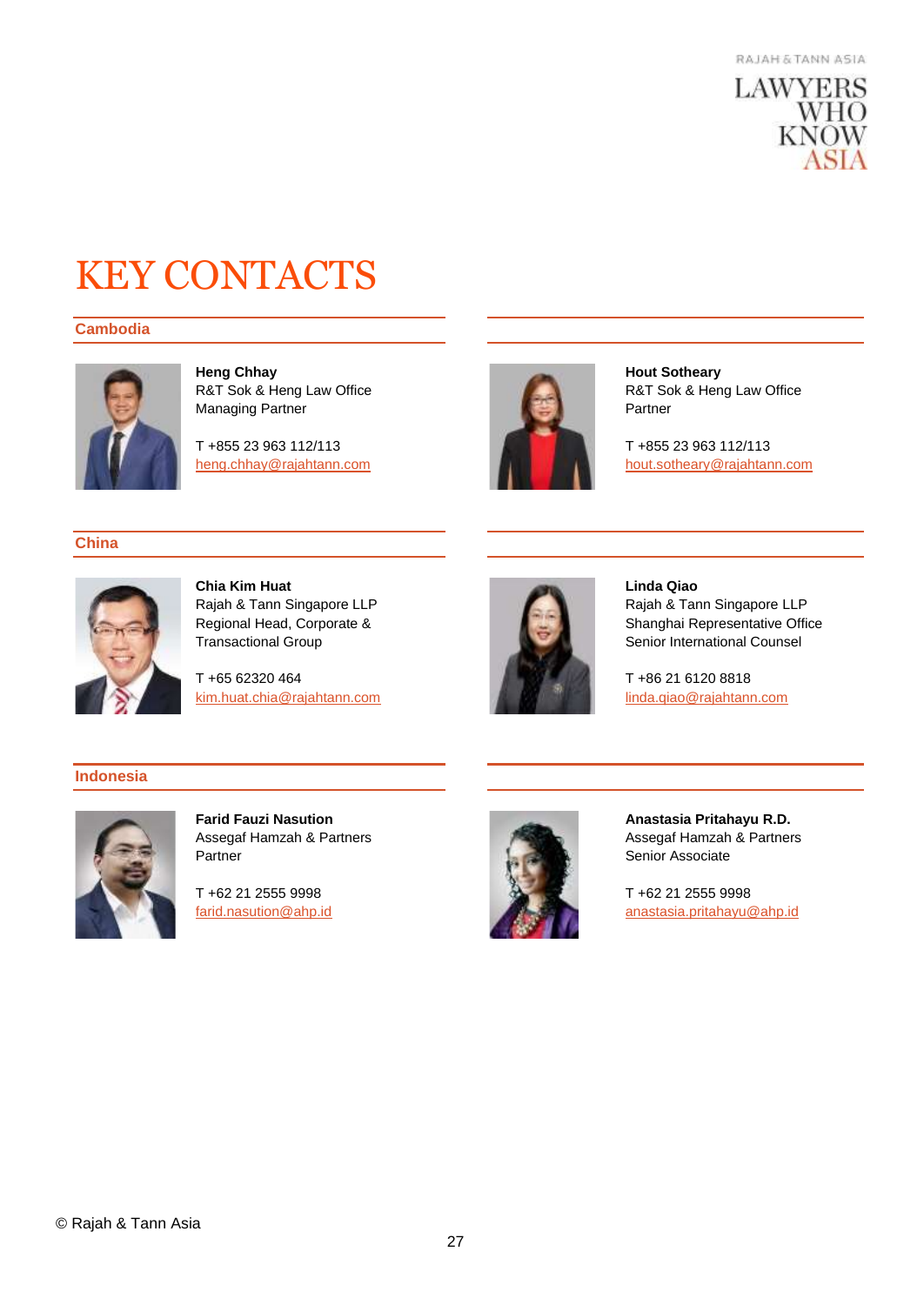# KEY CONTACTS

## Cambodia

**Heng Chhay**
R&T Sok & Heng Law Office
Managing Partner

T +855 23 963 112/113
heng.chhay@rajahtann.com

**Hout Sotheary**
R&T Sok & Heng Law Office
Partner

T +855 23 963 112/113
hout.sotheary@rajahtann.com

## China

**Chia Kim Huat**
Rajah & Tann Singapore LLP
Regional Head, Corporate & Transactional Group

T +65 62320 464
kim.huat.chia@rajahtann.com

**Linda Qiao**
Rajah & Tann Singapore LLP
Shanghai Representative Office
Senior International Counsel

T +86 21 6120 8818
linda.qiao@rajahtann.com

## Indonesia

**Farid Fauzi Nasution**
Assegaf Hamzah & Partners
Partner

T +62 21 2555 9998
farid.nasution@ahp.id

**Anastasia Pritahayu R.D.**
Assegaf Hamzah & Partners
Senior Associate

T +62 21 2555 9998
anastasia.pritahayu@ahp.id

© Rajah & Tann Asia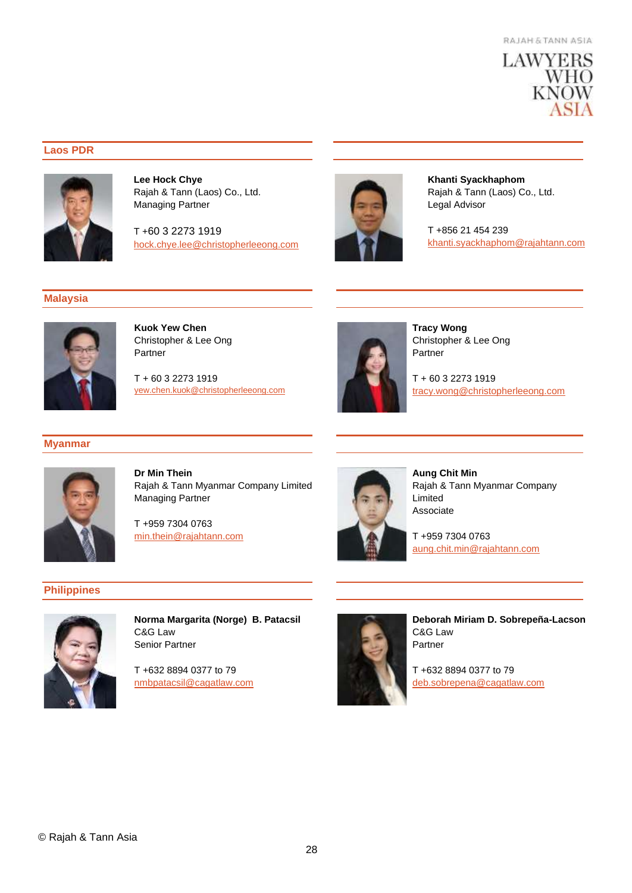## Laos PDR

**Lee Hock Chye**
Rajah & Tann (Laos) Co., Ltd.
Managing Partner

T +60 3 2273 1919
hock.chye.lee@christopherleeong.com

**Khanti Syackhaphom**
Rajah & Tann (Laos) Co., Ltd.
Legal Advisor

T +856 21 454 239
khanti.syackhaphom@rajahtann.com

## Malaysia

**Kuok Yew Chen**
Christopher & Lee Ong
Partner

T + 60 3 2273 1919
yew.chen.kuok@christopherleeong.com

**Tracy Wong**
Christopher & Lee Ong
Partner

T + 60 3 2273 1919
tracy.wong@christopherleeong.com

## Myanmar

**Dr Min Thein**
Rajah & Tann Myanmar Company Limited
Managing Partner

T +959 7304 0763
min.thein@rajahtann.com

**Aung Chit Min**
Rajah & Tann Myanmar Company Limited
Associate

T +959 7304 0763
aung.chit.min@rajahtann.com

## Philippines

**Norma Margarita (Norge) B. Patacsil**
C&G Law
Senior Partner

T +632 8894 0377 to 79
nmbpatacsil@cagatlaw.com

**Deborah Miriam D. Sobrepeña-Lacson**
C&G Law
Partner

T +632 8894 0377 to 79
deb.sobrepena@cagatlaw.com

© Rajah & Tann Asia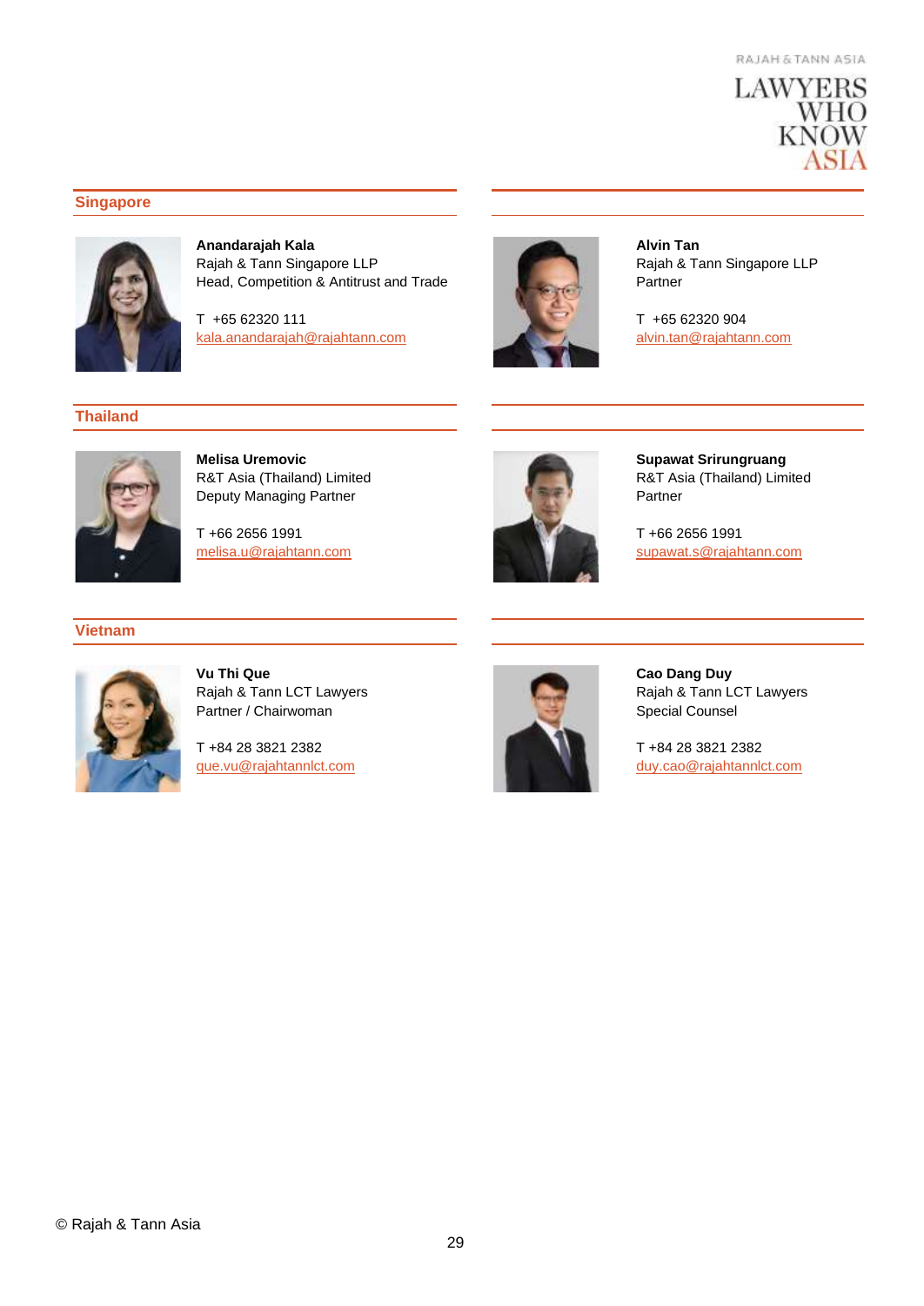## Singapore

**Anandarajah Kala**
Rajah & Tann Singapore LLP
Head, Competition & Antitrust and Trade

T +65 62320 111
kala.anandarajah@rajahtann.com

**Alvin Tan**
Rajah & Tann Singapore LLP
Partner

T +65 62320 904
alvin.tan@rajahtann.com

## Thailand

**Melisa Uremovic**
R&T Asia (Thailand) Limited
Deputy Managing Partner

T +66 2656 1991
melisa.u@rajahtann.com

**Supawat Srirungruang**
R&T Asia (Thailand) Limited
Partner

T +66 2656 1991
supawat.s@rajahtann.com

## Vietnam

**Vu Thi Que**
Rajah & Tann LCT Lawyers
Partner / Chairwoman

T +84 28 3821 2382
que.vu@rajahtannlct.com

**Cao Dang Duy**
Rajah & Tann LCT Lawyers
Special Counsel

T +84 28 3821 2382
duy.cao@rajahtannlct.com

© Rajah & Tann Asia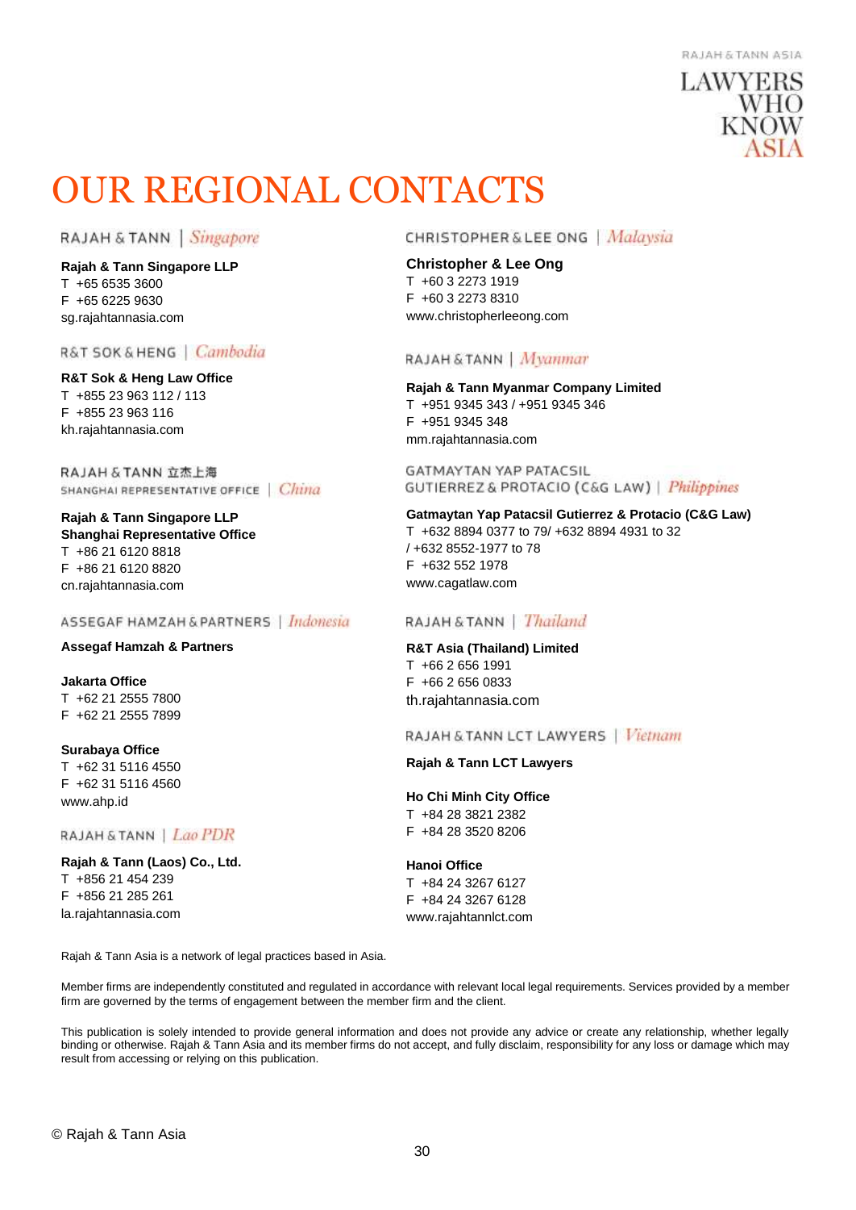RAJAH & TANN ASIA

LAWYERS WHO KNOW ASIA

# OUR REGIONAL CONTACTS

RAJAH & TANN | *Singapore*

**Rajah & Tann Singapore LLP**
T +65 6535 3600
F +65 6225 9630
sg.rajahtannasia.com

R&T SOK & HENG | *Cambodia*

**R&T Sok & Heng Law Office**
T +855 23 963 112 / 113
F +855 23 963 116
kh.rajahtannasia.com

RAJAH & TANN 立杰上海
SHANGHAI REPRESENTATIVE OFFICE | *China*

**Rajah & Tann Singapore LLP**
**Shanghai Representative Office**
T +86 21 6120 8818
F +86 21 6120 8820
cn.rajahtannasia.com

ASSEGAF HAMZAH & PARTNERS | *Indonesia*

**Assegaf Hamzah & Partners**

**Jakarta Office**
T +62 21 2555 7800
F +62 21 2555 7899

**Surabaya Office**
T +62 31 5116 4550
F +62 31 5116 4560
www.ahp.id

RAJAH & TANN | *Lao PDR*

**Rajah & Tann (Laos) Co., Ltd.**
T +856 21 454 239
F +856 21 285 261
la.rajahtannasia.com

CHRISTOPHER & LEE ONG | *Malaysia*

**Christopher & Lee Ong**
T +60 3 2273 1919
F +60 3 2273 8310
www.christopherleeong.com

RAJAH & TANN | *Myanmar*

**Rajah & Tann Myanmar Company Limited**
T +951 9345 343 / +951 9345 346
F +951 9345 348
mm.rajahtannasia.com

GATMAYTAN YAP PATACSIL
GUTIERREZ & PROTACIO (C&G LAW) | *Philippines*

**Gatmaytan Yap Patacsil Gutierrez & Protacio (C&G Law)**
T +632 8894 0377 to 79/ +632 8894 4931 to 32
/ +632 8552-1977 to 78
F +632 552 1978
www.cagatlaw.com

RAJAH & TANN | *Thailand*

**R&T Asia (Thailand) Limited**
T +66 2 656 1991
F +66 2 656 0833
th.rajahtannasia.com

RAJAH & TANN LCT LAWYERS | *Vietnam*

**Rajah & Tann LCT Lawyers**

**Ho Chi Minh City Office**
T +84 28 3821 2382
F +84 28 3520 8206

**Hanoi Office**
T +84 24 3267 6127
F +84 24 3267 6128
www.rajahtannlct.com

Rajah & Tann Asia is a network of legal practices based in Asia.

Member firms are independently constituted and regulated in accordance with relevant local legal requirements. Services provided by a member firm are governed by the terms of engagement between the member firm and the client.

This publication is solely intended to provide general information and does not provide any advice or create any relationship, whether legally binding or otherwise. Rajah & Tann Asia and its member firms do not accept, and fully disclaim, responsibility for any loss or damage which may result from accessing or relying on this publication.

© Rajah & Tann Asia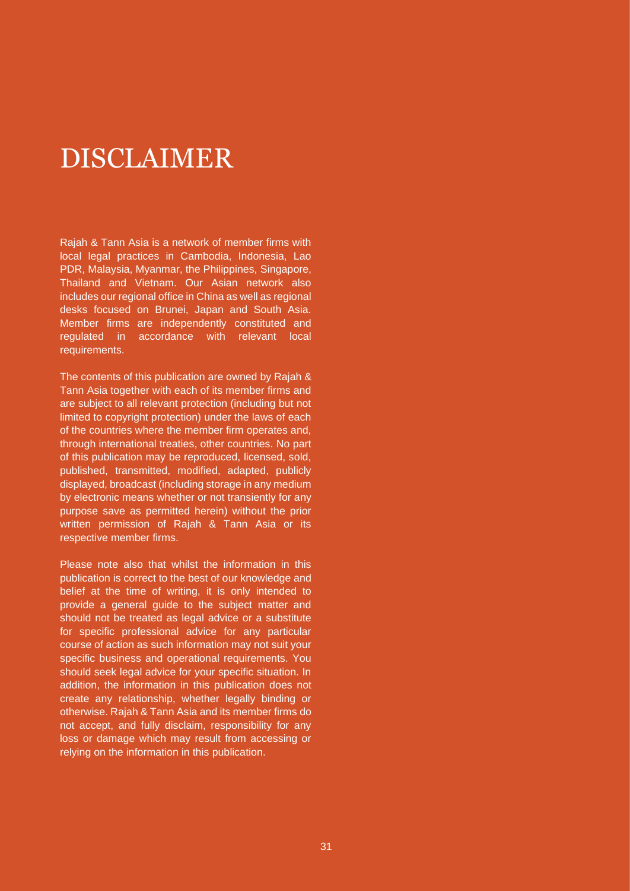# DISCLAIMER

Rajah & Tann Asia is a network of member firms with local legal practices in Cambodia, Indonesia, Lao PDR, Malaysia, Myanmar, the Philippines, Singapore, Thailand and Vietnam. Our Asian network also includes our regional office in China as well as regional desks focused on Brunei, Japan and South Asia. Member firms are independently constituted and regulated in accordance with relevant local requirements.

The contents of this publication are owned by Rajah & Tann Asia together with each of its member firms and are subject to all relevant protection (including but not limited to copyright protection) under the laws of each of the countries where the member firm operates and, through international treaties, other countries. No part of this publication may be reproduced, licensed, sold, published, transmitted, modified, adapted, publicly displayed, broadcast (including storage in any medium by electronic means whether or not transiently for any purpose save as permitted herein) without the prior written permission of Rajah & Tann Asia or its respective member firms.

Please note also that whilst the information in this publication is correct to the best of our knowledge and belief at the time of writing, it is only intended to provide a general guide to the subject matter and should not be treated as legal advice or a substitute for specific professional advice for any particular course of action as such information may not suit your specific business and operational requirements. You should seek legal advice for your specific situation. In addition, the information in this publication does not create any relationship, whether legally binding or otherwise. Rajah & Tann Asia and its member firms do not accept, and fully disclaim, responsibility for any loss or damage which may result from accessing or relying on the information in this publication.